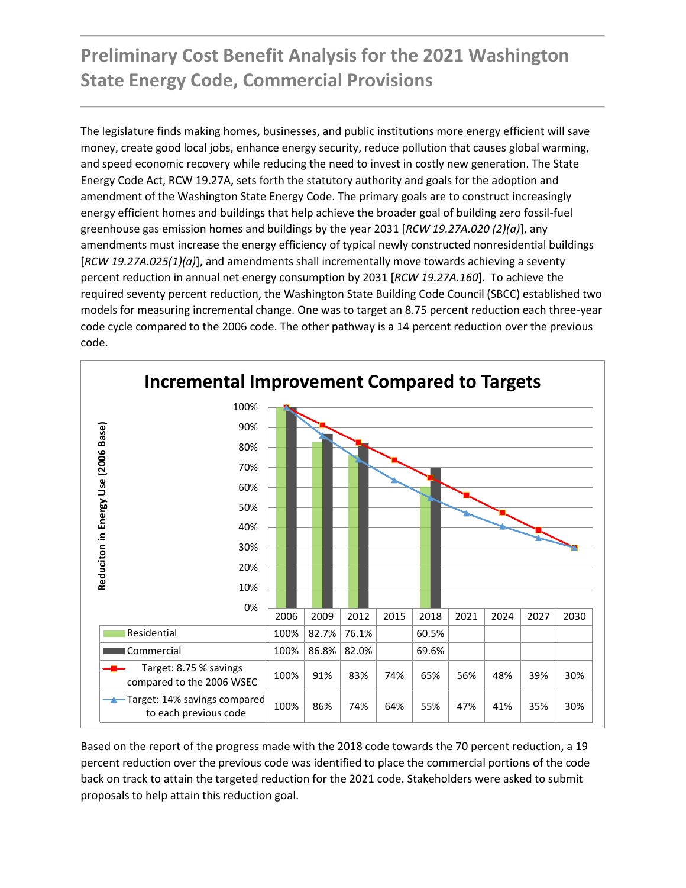# Preliminary Cost Benefit Analysis for the 2021 Washington State Energy Code, Commercial Provisions

The legislature finds making homes, businesses, and public institutions more energy efficient will save money, create good local jobs, enhance energy security, reduce pollution that causes global warming, and speed economic recovery while reducing the need to invest in costly new generation. The State Energy Code Act, RCW 19.27A, sets forth the statutory authority and goals for the adoption and amendment of the Washington State Energy Code. The primary goals are to construct increasingly energy efficient homes and buildings that help achieve the broader goal of building zero fossil-fuel greenhouse gas emission homes and buildings by the year 2031 [*RCW 19.27A.020 (2)(a)*], any amendments must increase the energy efficiency of typical newly constructed nonresidential buildings [*RCW 19.27A.025(1)(a)*], and amendments shall incrementally move towards achieving a seventy percent reduction in annual net energy consumption by 2031 [*RCW 19.27A.160*]. To achieve the required seventy percent reduction, the Washington State Building Code Council (SBCC) established two models for measuring incremental change. One was to target an 8.75 percent reduction each three-year code cycle compared to the 2006 code. The other pathway is a 14 percent reduction over the previous code.

**Incremental Improvement Compared to Targets**

Reduciton in Energy Use (2006 Base)

| | 2006 | 2009 | 2012 | 2015 | 2018 | 2021 | 2024 | 2027 | 2030 |
|---|---|---|---|---|---|---|---|---|---|
| Residential | 100% | 82.7% | 76.1% | | 60.5% | | | | |
| Commercial | 100% | 86.8% | 82.0% | | 69.6% | | | | |
| Target: 8.75 % savings compared to the 2006 WSEC | 100% | 91% | 83% | 74% | 65% | 56% | 48% | 39% | 30% |
| Target: 14% savings compared to each previous code | 100% | 86% | 74% | 64% | 55% | 47% | 41% | 35% | 30% |

Based on the report of the progress made with the 2018 code towards the 70 percent reduction, a 19 percent reduction over the previous code was identified to place the commercial portions of the code back on track to attain the targeted reduction for the 2021 code. Stakeholders were asked to submit proposals to help attain this reduction goal.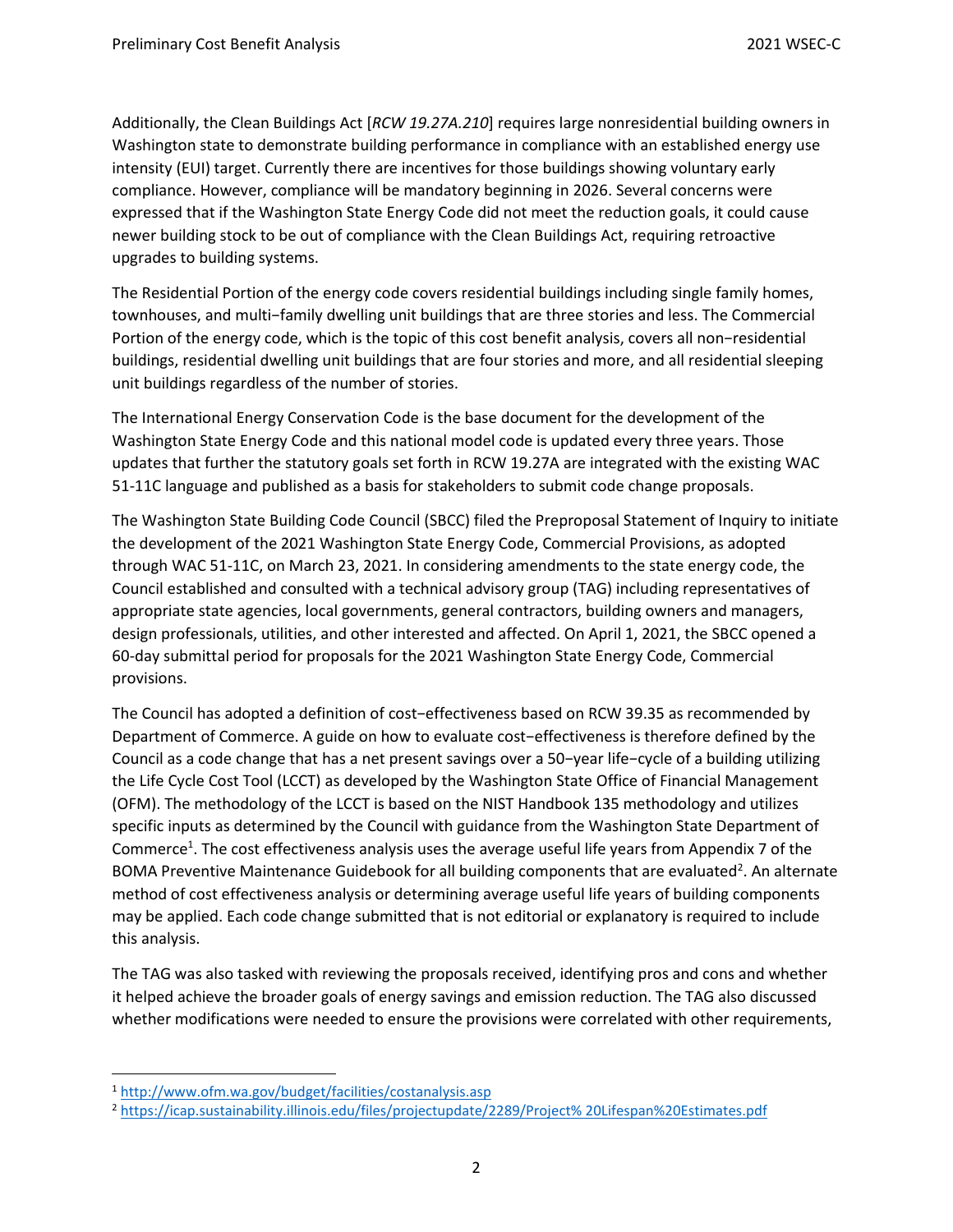Additionally, the Clean Buildings Act [*RCW 19.27A.210*] requires large nonresidential building owners in Washington state to demonstrate building performance in compliance with an established energy use intensity (EUI) target. Currently there are incentives for those buildings showing voluntary early compliance. However, compliance will be mandatory beginning in 2026. Several concerns were expressed that if the Washington State Energy Code did not meet the reduction goals, it could cause newer building stock to be out of compliance with the Clean Buildings Act, requiring retroactive upgrades to building systems.

The Residential Portion of the energy code covers residential buildings including single family homes, townhouses, and multi−family dwelling unit buildings that are three stories and less. The Commercial Portion of the energy code, which is the topic of this cost benefit analysis, covers all non−residential buildings, residential dwelling unit buildings that are four stories and more, and all residential sleeping unit buildings regardless of the number of stories.

The International Energy Conservation Code is the base document for the development of the Washington State Energy Code and this national model code is updated every three years. Those updates that further the statutory goals set forth in RCW 19.27A are integrated with the existing WAC 51-11C language and published as a basis for stakeholders to submit code change proposals.

The Washington State Building Code Council (SBCC) filed the Preproposal Statement of Inquiry to initiate the development of the 2021 Washington State Energy Code, Commercial Provisions, as adopted through WAC 51-11C, on March 23, 2021. In considering amendments to the state energy code, the Council established and consulted with a technical advisory group (TAG) including representatives of appropriate state agencies, local governments, general contractors, building owners and managers, design professionals, utilities, and other interested and affected. On April 1, 2021, the SBCC opened a 60-day submittal period for proposals for the 2021 Washington State Energy Code, Commercial provisions.

The Council has adopted a definition of cost−effectiveness based on RCW 39.35 as recommended by Department of Commerce. A guide on how to evaluate cost−effectiveness is therefore defined by the Council as a code change that has a net present savings over a 50−year life−cycle of a building utilizing the Life Cycle Cost Tool (LCCT) as developed by the Washington State Office of Financial Management (OFM). The methodology of the LCCT is based on the NIST Handbook 135 methodology and utilizes specific inputs as determined by the Council with guidance from the Washington State Department of Commerce[1]. The cost effectiveness analysis uses the average useful life years from Appendix 7 of the BOMA Preventive Maintenance Guidebook for all building components that are evaluated[2]. An alternate method of cost effectiveness analysis or determining average useful life years of building components may be applied. Each code change submitted that is not editorial or explanatory is required to include this analysis.

The TAG was also tasked with reviewing the proposals received, identifying pros and cons and whether it helped achieve the broader goals of energy savings and emission reduction. The TAG also discussed whether modifications were needed to ensure the provisions were correlated with other requirements,

[1] http://www.ofm.wa.gov/budget/facilities/costanalysis.asp

[2] https://icap.sustainability.illinois.edu/files/projectupdate/2289/Project% 20Lifespan%20Estimates.pdf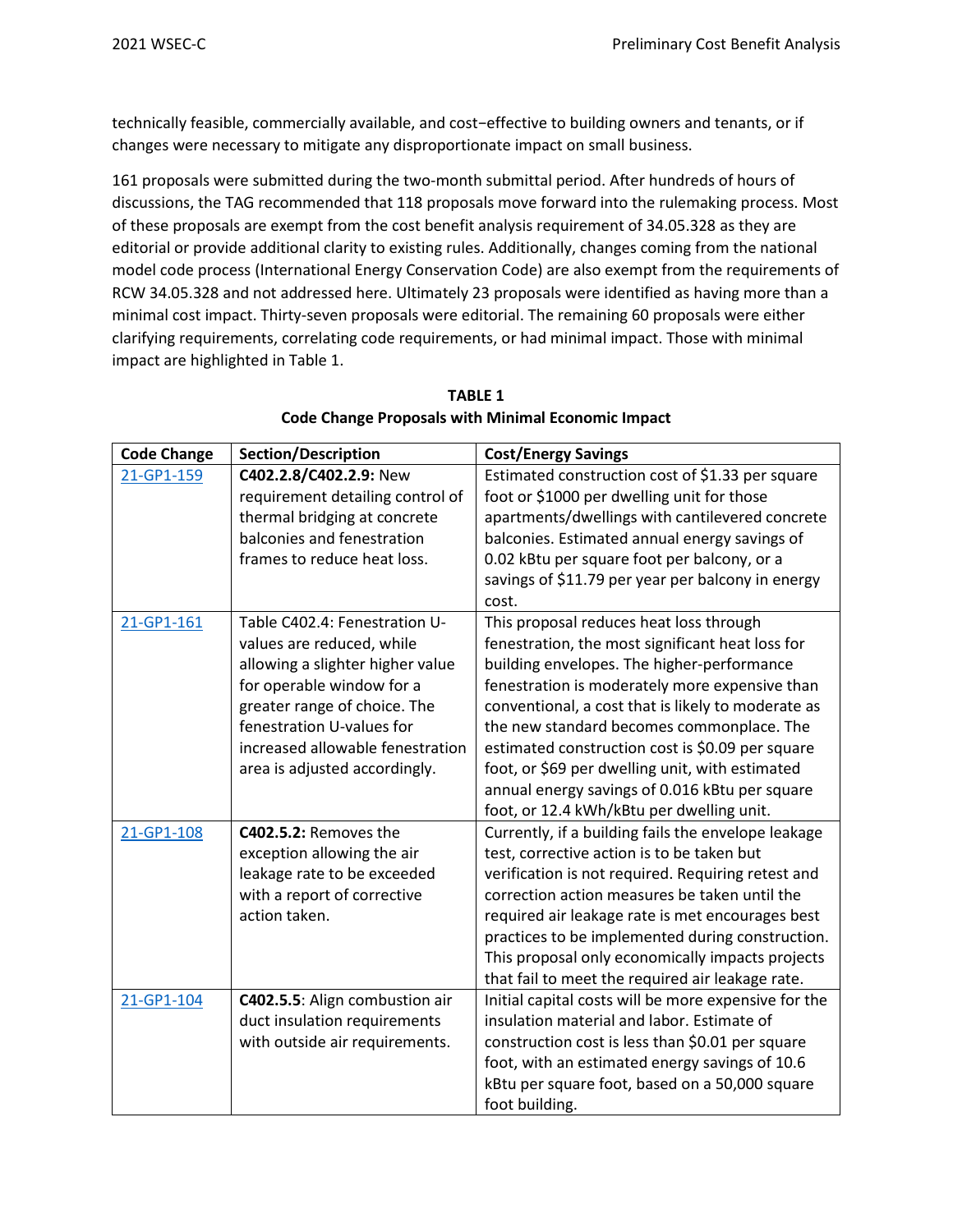technically feasible, commercially available, and cost−effective to building owners and tenants, or if changes were necessary to mitigate any disproportionate impact on small business.

161 proposals were submitted during the two-month submittal period. After hundreds of hours of discussions, the TAG recommended that 118 proposals move forward into the rulemaking process. Most of these proposals are exempt from the cost benefit analysis requirement of 34.05.328 as they are editorial or provide additional clarity to existing rules. Additionally, changes coming from the national model code process (International Energy Conservation Code) are also exempt from the requirements of RCW 34.05.328 and not addressed here. Ultimately 23 proposals were identified as having more than a minimal cost impact. Thirty-seven proposals were editorial. The remaining 60 proposals were either clarifying requirements, correlating code requirements, or had minimal impact. Those with minimal impact are highlighted in Table 1.

**TABLE 1**
**Code Change Proposals with Minimal Economic Impact**

| Code Change | Section/Description | Cost/Energy Savings |
|---|---|---|
| 21-GP1-159 | **C402.2.8/C402.2.9:** New requirement detailing control of thermal bridging at concrete balconies and fenestration frames to reduce heat loss. | Estimated construction cost of $1.33 per square foot or $1000 per dwelling unit for those apartments/dwellings with cantilevered concrete balconies. Estimated annual energy savings of 0.02 kBtu per square foot per balcony, or a savings of $11.79 per year per balcony in energy cost. |
| 21-GP1-161 | Table C402.4: Fenestration U-values are reduced, while allowing a slighter higher value for operable window for a greater range of choice. The fenestration U-values for increased allowable fenestration area is adjusted accordingly. | This proposal reduces heat loss through fenestration, the most significant heat loss for building envelopes. The higher-performance fenestration is moderately more expensive than conventional, a cost that is likely to moderate as the new standard becomes commonplace. The estimated construction cost is $0.09 per square foot, or $69 per dwelling unit, with estimated annual energy savings of 0.016 kBtu per square foot, or 12.4 kWh/kBtu per dwelling unit. |
| 21-GP1-108 | **C402.5.2:** Removes the exception allowing the air leakage rate to be exceeded with a report of corrective action taken. | Currently, if a building fails the envelope leakage test, corrective action is to be taken but verification is not required. Requiring retest and correction action measures be taken until the required air leakage rate is met encourages best practices to be implemented during construction. This proposal only economically impacts projects that fail to meet the required air leakage rate. |
| 21-GP1-104 | **C402.5.5**: Align combustion air duct insulation requirements with outside air requirements. | Initial capital costs will be more expensive for the insulation material and labor. Estimate of construction cost is less than $0.01 per square foot, with an estimated energy savings of 10.6 kBtu per square foot, based on a 50,000 square foot building. |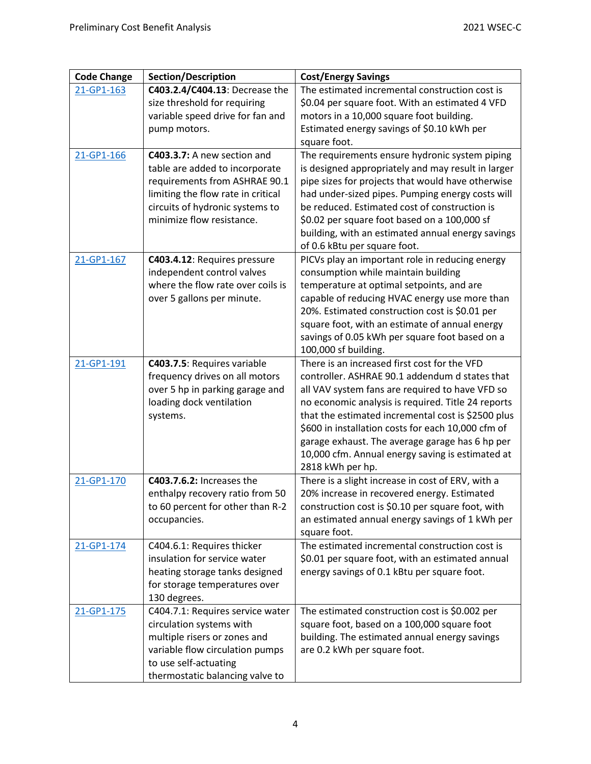| Code Change | Section/Description | Cost/Energy Savings |
| --- | --- | --- |
| 21-GP1-163 | **C403.2.4/C404.13**: Decrease the size threshold for requiring variable speed drive for fan and pump motors. | The estimated incremental construction cost is $0.04 per square foot. With an estimated 4 VFD motors in a 10,000 square foot building. Estimated energy savings of $0.10 kWh per square foot. |
| 21-GP1-166 | **C403.3.7:** A new section and table are added to incorporate requirements from ASHRAE 90.1 limiting the flow rate in critical circuits of hydronic systems to minimize flow resistance. | The requirements ensure hydronic system piping is designed appropriately and may result in larger pipe sizes for projects that would have otherwise had under-sized pipes. Pumping energy costs will be reduced. Estimated cost of construction is $0.02 per square foot based on a 100,000 sf building, with an estimated annual energy savings of 0.6 kBtu per square foot. |
| 21-GP1-167 | **C403.4.12**: Requires pressure independent control valves where the flow rate over coils is over 5 gallons per minute. | PICVs play an important role in reducing energy consumption while maintain building temperature at optimal setpoints, and are capable of reducing HVAC energy use more than 20%. Estimated construction cost is $0.01 per square foot, with an estimate of annual energy savings of 0.05 kWh per square foot based on a 100,000 sf building. |
| 21-GP1-191 | **C403.7.5**: Requires variable frequency drives on all motors over 5 hp in parking garage and loading dock ventilation systems. | There is an increased first cost for the VFD controller. ASHRAE 90.1 addendum d states that all VAV system fans are required to have VFD so no economic analysis is required. Title 24 reports that the estimated incremental cost is $2500 plus $600 in installation costs for each 10,000 cfm of garage exhaust. The average garage has 6 hp per 10,000 cfm. Annual energy saving is estimated at 2818 kWh per hp. |
| 21-GP1-170 | **C403.7.6.2:** Increases the enthalpy recovery ratio from 50 to 60 percent for other than R-2 occupancies. | There is a slight increase in cost of ERV, with a 20% increase in recovered energy. Estimated construction cost is $0.10 per square foot, with an estimated annual energy savings of 1 kWh per square foot. |
| 21-GP1-174 | C404.6.1: Requires thicker insulation for service water heating storage tanks designed for storage temperatures over 130 degrees. | The estimated incremental construction cost is $0.01 per square foot, with an estimated annual energy savings of 0.1 kBtu per square foot. |
| 21-GP1-175 | C404.7.1: Requires service water circulation systems with multiple risers or zones and variable flow circulation pumps to use self-actuating thermostatic balancing valve to | The estimated construction cost is $0.002 per square foot, based on a 100,000 square foot building. The estimated annual energy savings are 0.2 kWh per square foot. |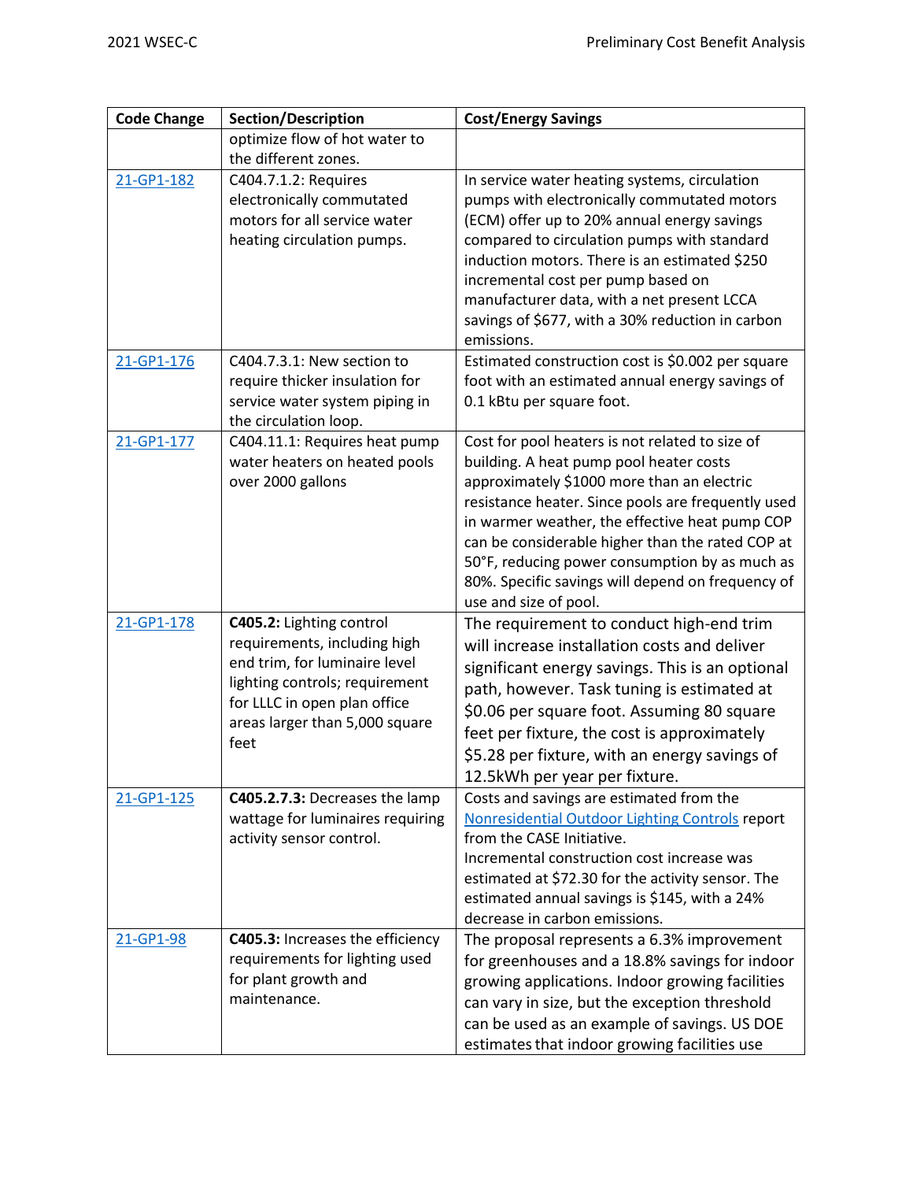| Code Change | Section/Description | Cost/Energy Savings |
|---|---|---|
| | optimize flow of hot water to the different zones. | |
| 21-GP1-182 | C404.7.1.2: Requires electronically commutated motors for all service water heating circulation pumps. | In service water heating systems, circulation pumps with electronically commutated motors (ECM) offer up to 20% annual energy savings compared to circulation pumps with standard induction motors. There is an estimated $250 incremental cost per pump based on manufacturer data, with a net present LCCA savings of $677, with a 30% reduction in carbon emissions. |
| 21-GP1-176 | C404.7.3.1: New section to require thicker insulation for service water system piping in the circulation loop. | Estimated construction cost is $0.002 per square foot with an estimated annual energy savings of 0.1 kBtu per square foot. |
| 21-GP1-177 | C404.11.1: Requires heat pump water heaters on heated pools over 2000 gallons | Cost for pool heaters is not related to size of building. A heat pump pool heater costs approximately $1000 more than an electric resistance heater. Since pools are frequently used in warmer weather, the effective heat pump COP can be considerable higher than the rated COP at 50°F, reducing power consumption by as much as 80%. Specific savings will depend on frequency of use and size of pool. |
| 21-GP1-178 | **C405.2:** Lighting control requirements, including high end trim, for luminaire level lighting controls; requirement for LLLC in open plan office areas larger than 5,000 square feet | The requirement to conduct high-end trim will increase installation costs and deliver significant energy savings. This is an optional path, however. Task tuning is estimated at $0.06 per square foot. Assuming 80 square feet per fixture, the cost is approximately $5.28 per fixture, with an energy savings of 12.5kWh per year per fixture. |
| 21-GP1-125 | **C405.2.7.3:** Decreases the lamp wattage for luminaires requiring activity sensor control. | Costs and savings are estimated from the Nonresidential Outdoor Lighting Controls report from the CASE Initiative.<br>Incremental construction cost increase was estimated at $72.30 for the activity sensor. The estimated annual savings is $145, with a 24% decrease in carbon emissions. |
| 21-GP1-98 | **C405.3:** Increases the efficiency requirements for lighting used for plant growth and maintenance. | The proposal represents a 6.3% improvement for greenhouses and a 18.8% savings for indoor growing applications. Indoor growing facilities can vary in size, but the exception threshold can be used as an example of savings. US DOE estimates that indoor growing facilities use |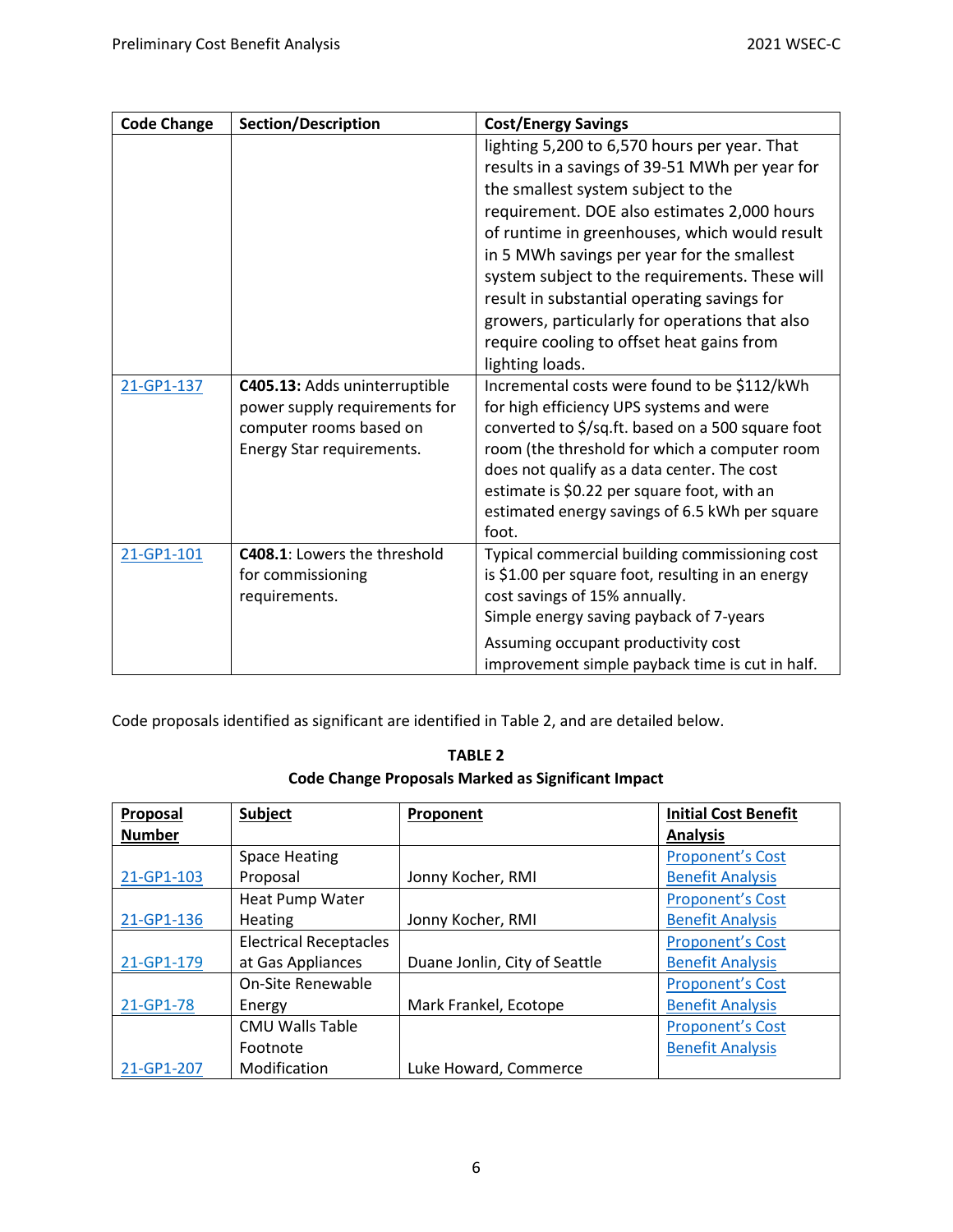| Code Change | Section/Description | Cost/Energy Savings |
|---|---|---|
| | | lighting 5,200 to 6,570 hours per year. That results in a savings of 39-51 MWh per year for the smallest system subject to the requirement. DOE also estimates 2,000 hours of runtime in greenhouses, which would result in 5 MWh savings per year for the smallest system subject to the requirements. These will result in substantial operating savings for growers, particularly for operations that also require cooling to offset heat gains from lighting loads. |
| 21-GP1-137 | **C405.13:** Adds uninterruptible power supply requirements for computer rooms based on Energy Star requirements. | Incremental costs were found to be $112/kWh for high efficiency UPS systems and were converted to $/sq.ft. based on a 500 square foot room (the threshold for which a computer room does not qualify as a data center. The cost estimate is $0.22 per square foot, with an estimated energy savings of 6.5 kWh per square foot. |
| 21-GP1-101 | **C408.1**: Lowers the threshold for commissioning requirements. | Typical commercial building commissioning cost is $1.00 per square foot, resulting in an energy cost savings of 15% annually.<br>Simple energy saving payback of 7-years<br>Assuming occupant productivity cost improvement simple payback time is cut in half. |

Code proposals identified as significant are identified in Table 2, and are detailed below.

**TABLE 2**
**Code Change Proposals Marked as Significant Impact**

| Proposal Number | Subject | Proponent | Initial Cost Benefit Analysis |
|---|---|---|---|
| 21-GP1-103 | Space Heating Proposal | Jonny Kocher, RMI | Proponent's Cost Benefit Analysis |
| 21-GP1-136 | Heat Pump Water Heating | Jonny Kocher, RMI | Proponent's Cost Benefit Analysis |
| 21-GP1-179 | Electrical Receptacles at Gas Appliances | Duane Jonlin, City of Seattle | Proponent's Cost Benefit Analysis |
| 21-GP1-78 | On-Site Renewable Energy | Mark Frankel, Ecotope | Proponent's Cost Benefit Analysis |
| 21-GP1-207 | CMU Walls Table Footnote Modification | Luke Howard, Commerce | Proponent's Cost Benefit Analysis |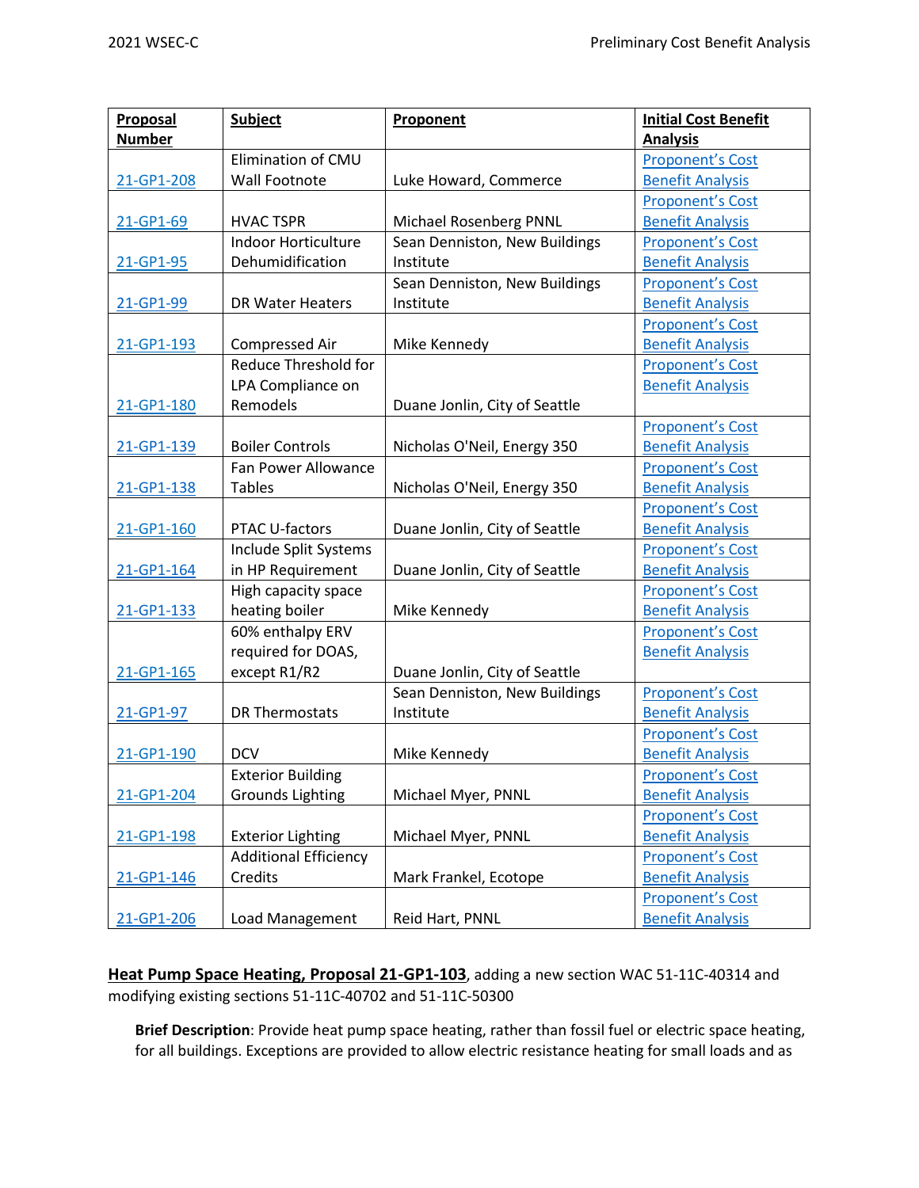| Proposal Number | Subject | Proponent | Initial Cost Benefit Analysis |
|---|---|---|---|
| 21-GP1-208 | Elimination of CMU Wall Footnote | Luke Howard, Commerce | Proponent's Cost Benefit Analysis |
| 21-GP1-69 | HVAC TSPR | Michael Rosenberg PNNL | Proponent's Cost Benefit Analysis |
| 21-GP1-95 | Indoor Horticulture Dehumidification | Sean Denniston, New Buildings Institute | Proponent's Cost Benefit Analysis |
| 21-GP1-99 | DR Water Heaters | Sean Denniston, New Buildings Institute | Proponent's Cost Benefit Analysis |
| 21-GP1-193 | Compressed Air | Mike Kennedy | Proponent's Cost Benefit Analysis |
| 21-GP1-180 | Reduce Threshold for LPA Compliance on Remodels | Duane Jonlin, City of Seattle | Proponent's Cost Benefit Analysis |
| 21-GP1-139 | Boiler Controls | Nicholas O'Neil, Energy 350 | Proponent's Cost Benefit Analysis |
| 21-GP1-138 | Fan Power Allowance Tables | Nicholas O'Neil, Energy 350 | Proponent's Cost Benefit Analysis |
| 21-GP1-160 | PTAC U-factors | Duane Jonlin, City of Seattle | Proponent's Cost Benefit Analysis |
| 21-GP1-164 | Include Split Systems in HP Requirement | Duane Jonlin, City of Seattle | Proponent's Cost Benefit Analysis |
| 21-GP1-133 | High capacity space heating boiler | Mike Kennedy | Proponent's Cost Benefit Analysis |
| 21-GP1-165 | 60% enthalpy ERV required for DOAS, except R1/R2 | Duane Jonlin, City of Seattle | Proponent's Cost Benefit Analysis |
| 21-GP1-97 | DR Thermostats | Sean Denniston, New Buildings Institute | Proponent's Cost Benefit Analysis |
| 21-GP1-190 | DCV | Mike Kennedy | Proponent's Cost Benefit Analysis |
| 21-GP1-204 | Exterior Building Grounds Lighting | Michael Myer, PNNL | Proponent's Cost Benefit Analysis |
| 21-GP1-198 | Exterior Lighting | Michael Myer, PNNL | Proponent's Cost Benefit Analysis |
| 21-GP1-146 | Additional Efficiency Credits | Mark Frankel, Ecotope | Proponent's Cost Benefit Analysis |
| 21-GP1-206 | Load Management | Reid Hart, PNNL | Proponent's Cost Benefit Analysis |

**Heat Pump Space Heating, Proposal 21-GP1-103**, adding a new section WAC 51-11C-40314 and modifying existing sections 51-11C-40702 and 51-11C-50300

**Brief Description**: Provide heat pump space heating, rather than fossil fuel or electric space heating, for all buildings. Exceptions are provided to allow electric resistance heating for small loads and as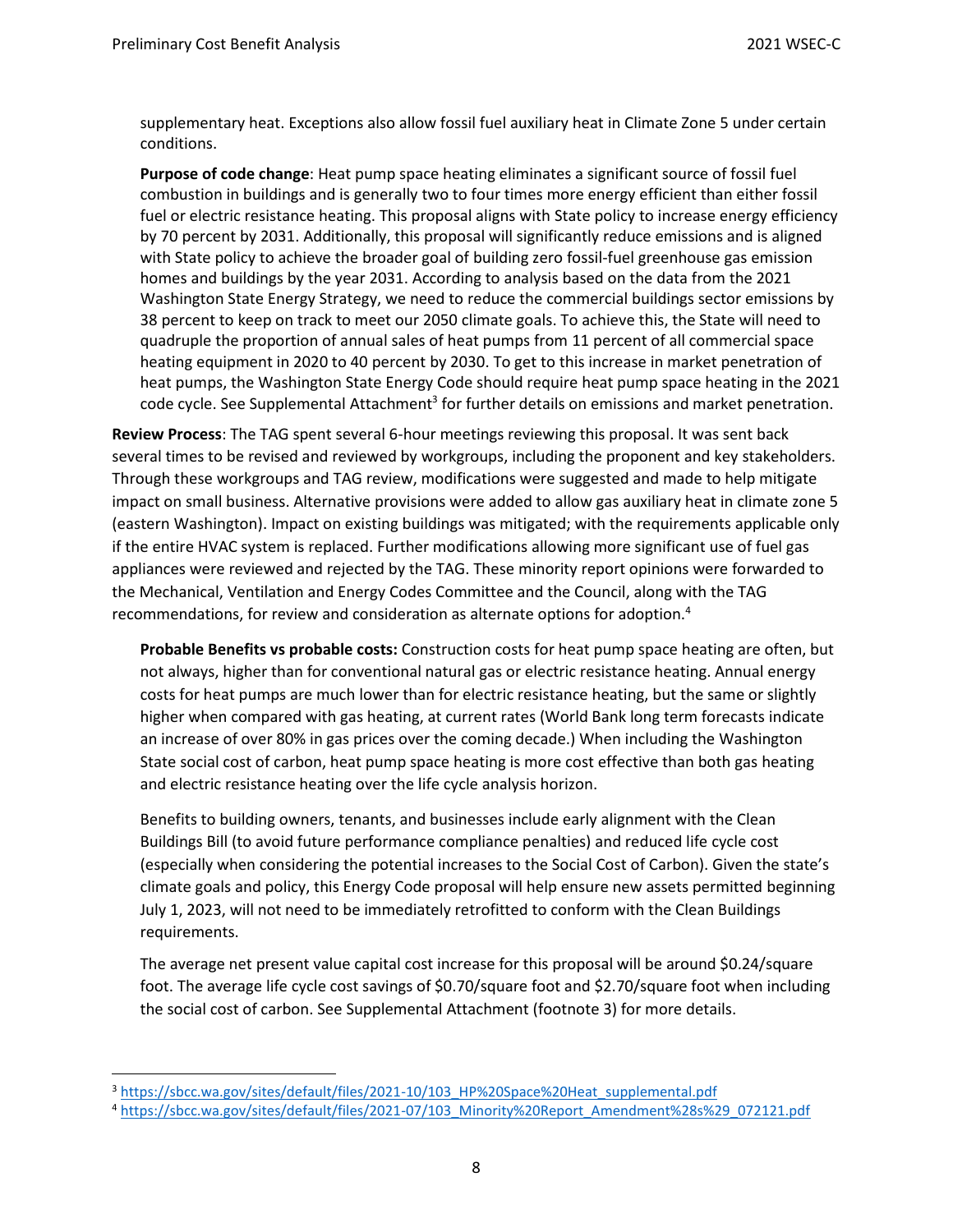supplementary heat. Exceptions also allow fossil fuel auxiliary heat in Climate Zone 5 under certain conditions.

**Purpose of code change**: Heat pump space heating eliminates a significant source of fossil fuel combustion in buildings and is generally two to four times more energy efficient than either fossil fuel or electric resistance heating. This proposal aligns with State policy to increase energy efficiency by 70 percent by 2031. Additionally, this proposal will significantly reduce emissions and is aligned with State policy to achieve the broader goal of building zero fossil-fuel greenhouse gas emission homes and buildings by the year 2031. According to analysis based on the data from the 2021 Washington State Energy Strategy, we need to reduce the commercial buildings sector emissions by 38 percent to keep on track to meet our 2050 climate goals. To achieve this, the State will need to quadruple the proportion of annual sales of heat pumps from 11 percent of all commercial space heating equipment in 2020 to 40 percent by 2030. To get to this increase in market penetration of heat pumps, the Washington State Energy Code should require heat pump space heating in the 2021 code cycle. See Supplemental Attachment[3] for further details on emissions and market penetration.

**Review Process**: The TAG spent several 6-hour meetings reviewing this proposal. It was sent back several times to be revised and reviewed by workgroups, including the proponent and key stakeholders. Through these workgroups and TAG review, modifications were suggested and made to help mitigate impact on small business. Alternative provisions were added to allow gas auxiliary heat in climate zone 5 (eastern Washington). Impact on existing buildings was mitigated; with the requirements applicable only if the entire HVAC system is replaced. Further modifications allowing more significant use of fuel gas appliances were reviewed and rejected by the TAG. These minority report opinions were forwarded to the Mechanical, Ventilation and Energy Codes Committee and the Council, along with the TAG recommendations, for review and consideration as alternate options for adoption.[4]

**Probable Benefits vs probable costs:** Construction costs for heat pump space heating are often, but not always, higher than for conventional natural gas or electric resistance heating. Annual energy costs for heat pumps are much lower than for electric resistance heating, but the same or slightly higher when compared with gas heating, at current rates (World Bank long term forecasts indicate an increase of over 80% in gas prices over the coming decade.) When including the Washington State social cost of carbon, heat pump space heating is more cost effective than both gas heating and electric resistance heating over the life cycle analysis horizon.

Benefits to building owners, tenants, and businesses include early alignment with the Clean Buildings Bill (to avoid future performance compliance penalties) and reduced life cycle cost (especially when considering the potential increases to the Social Cost of Carbon). Given the state's climate goals and policy, this Energy Code proposal will help ensure new assets permitted beginning July 1, 2023, will not need to be immediately retrofitted to conform with the Clean Buildings requirements.

The average net present value capital cost increase for this proposal will be around $0.24/square foot. The average life cycle cost savings of $0.70/square foot and $2.70/square foot when including the social cost of carbon. See Supplemental Attachment (footnote 3) for more details.

---

[3] https://sbcc.wa.gov/sites/default/files/2021-10/103_HP%20Space%20Heat_supplemental.pdf

[4] https://sbcc.wa.gov/sites/default/files/2021-07/103_Minority%20Report_Amendment%28s%29_072121.pdf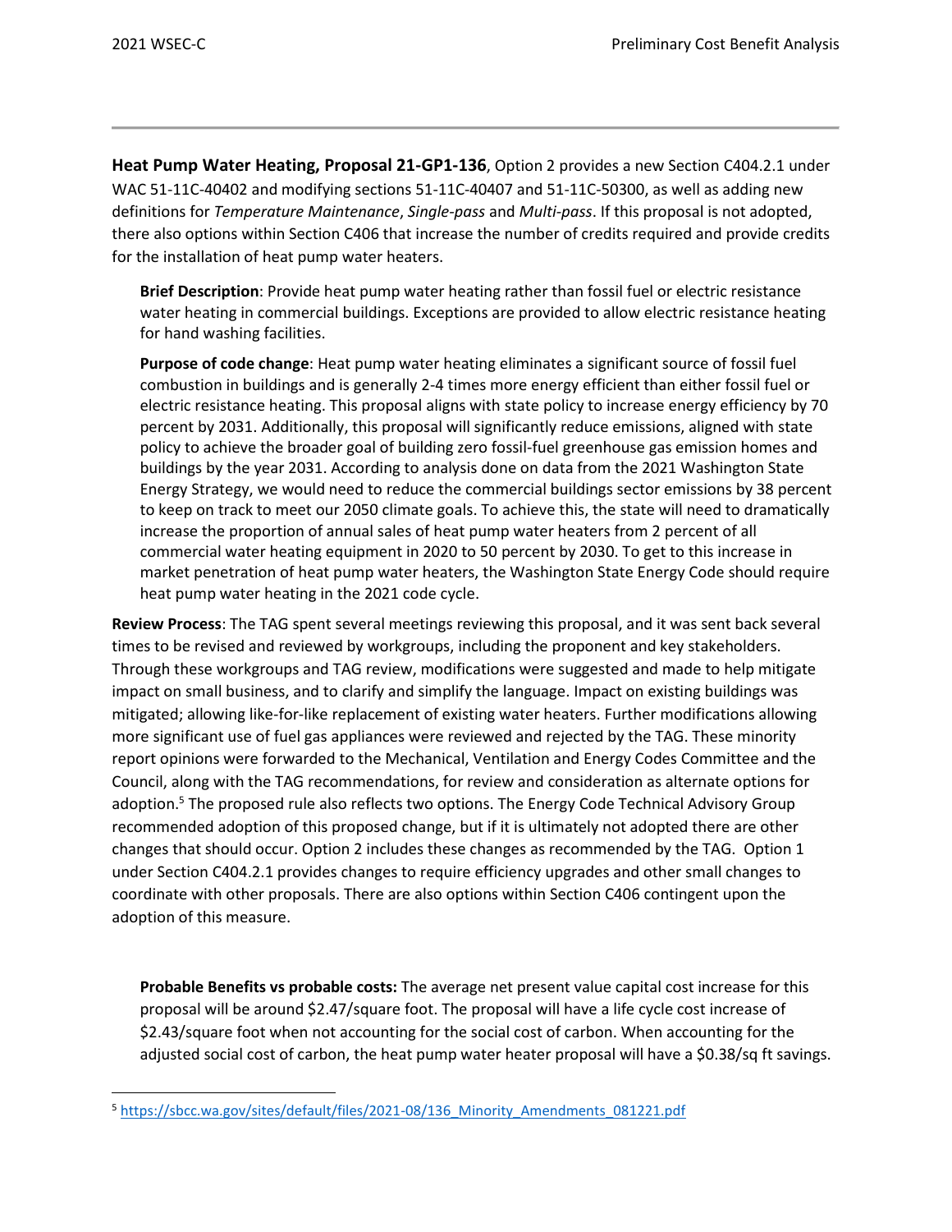**Heat Pump Water Heating, Proposal 21-GP1-136**, Option 2 provides a new Section C404.2.1 under WAC 51-11C-40402 and modifying sections 51-11C-40407 and 51-11C-50300, as well as adding new definitions for *Temperature Maintenance*, *Single-pass* and *Multi-pass*. If this proposal is not adopted, there also options within Section C406 that increase the number of credits required and provide credits for the installation of heat pump water heaters.

> **Brief Description**: Provide heat pump water heating rather than fossil fuel or electric resistance water heating in commercial buildings. Exceptions are provided to allow electric resistance heating for hand washing facilities.
>
> **Purpose of code change**: Heat pump water heating eliminates a significant source of fossil fuel combustion in buildings and is generally 2-4 times more energy efficient than either fossil fuel or electric resistance heating. This proposal aligns with state policy to increase energy efficiency by 70 percent by 2031. Additionally, this proposal will significantly reduce emissions, aligned with state policy to achieve the broader goal of building zero fossil-fuel greenhouse gas emission homes and buildings by the year 2031. According to analysis done on data from the 2021 Washington State Energy Strategy, we would need to reduce the commercial buildings sector emissions by 38 percent to keep on track to meet our 2050 climate goals. To achieve this, the state will need to dramatically increase the proportion of annual sales of heat pump water heaters from 2 percent of all commercial water heating equipment in 2020 to 50 percent by 2030. To get to this increase in market penetration of heat pump water heaters, the Washington State Energy Code should require heat pump water heating in the 2021 code cycle.

**Review Process**: The TAG spent several meetings reviewing this proposal, and it was sent back several times to be revised and reviewed by workgroups, including the proponent and key stakeholders. Through these workgroups and TAG review, modifications were suggested and made to help mitigate impact on small business, and to clarify and simplify the language. Impact on existing buildings was mitigated; allowing like-for-like replacement of existing water heaters. Further modifications allowing more significant use of fuel gas appliances were reviewed and rejected by the TAG. These minority report opinions were forwarded to the Mechanical, Ventilation and Energy Codes Committee and the Council, along with the TAG recommendations, for review and consideration as alternate options for adoption.[5] The proposed rule also reflects two options. The Energy Code Technical Advisory Group recommended adoption of this proposed change, but if it is ultimately not adopted there are other changes that should occur. Option 2 includes these changes as recommended by the TAG. Option 1 under Section C404.2.1 provides changes to require efficiency upgrades and other small changes to coordinate with other proposals. There are also options within Section C406 contingent upon the adoption of this measure.

> **Probable Benefits vs probable costs:** The average net present value capital cost increase for this proposal will be around $2.47/square foot. The proposal will have a life cycle cost increase of $2.43/square foot when not accounting for the social cost of carbon. When accounting for the adjusted social cost of carbon, the heat pump water heater proposal will have a $0.38/sq ft savings.

[5] https://sbcc.wa.gov/sites/default/files/2021-08/136_Minority_Amendments_081221.pdf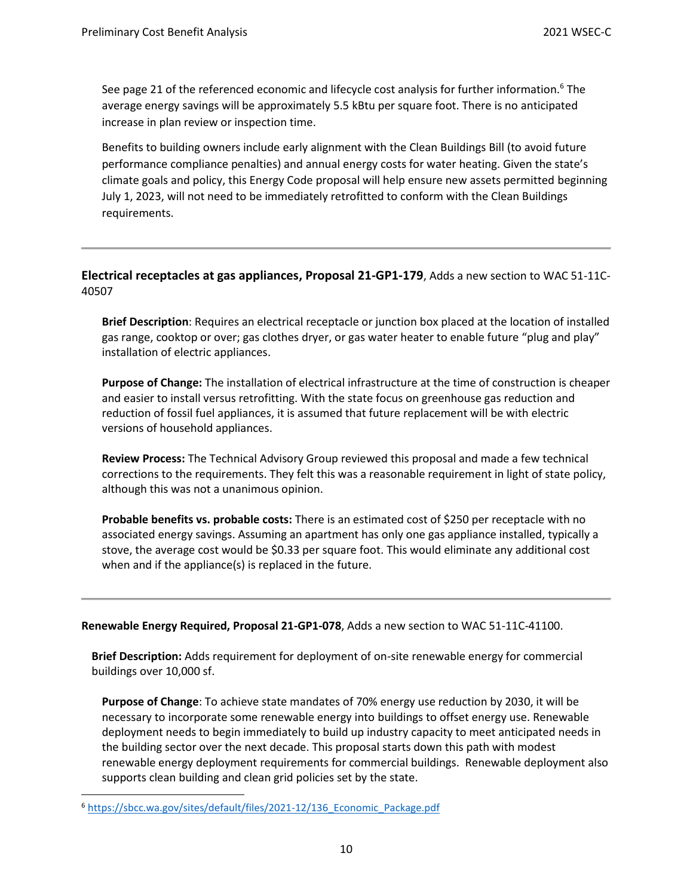See page 21 of the referenced economic and lifecycle cost analysis for further information.[6] The average energy savings will be approximately 5.5 kBtu per square foot. There is no anticipated increase in plan review or inspection time.

Benefits to building owners include early alignment with the Clean Buildings Bill (to avoid future performance compliance penalties) and annual energy costs for water heating. Given the state's climate goals and policy, this Energy Code proposal will help ensure new assets permitted beginning July 1, 2023, will not need to be immediately retrofitted to conform with the Clean Buildings requirements.

---

**Electrical receptacles at gas appliances, Proposal 21-GP1-179**, Adds a new section to WAC 51-11C-40507

**Brief Description**: Requires an electrical receptacle or junction box placed at the location of installed gas range, cooktop or over; gas clothes dryer, or gas water heater to enable future "plug and play" installation of electric appliances.

**Purpose of Change:** The installation of electrical infrastructure at the time of construction is cheaper and easier to install versus retrofitting. With the state focus on greenhouse gas reduction and reduction of fossil fuel appliances, it is assumed that future replacement will be with electric versions of household appliances.

**Review Process:** The Technical Advisory Group reviewed this proposal and made a few technical corrections to the requirements. They felt this was a reasonable requirement in light of state policy, although this was not a unanimous opinion.

**Probable benefits vs. probable costs:** There is an estimated cost of $250 per receptacle with no associated energy savings. Assuming an apartment has only one gas appliance installed, typically a stove, the average cost would be $0.33 per square foot. This would eliminate any additional cost when and if the appliance(s) is replaced in the future.

---

**Renewable Energy Required, Proposal 21-GP1-078**, Adds a new section to WAC 51-11C-41100.

**Brief Description:** Adds requirement for deployment of on-site renewable energy for commercial buildings over 10,000 sf.

**Purpose of Change**: To achieve state mandates of 70% energy use reduction by 2030, it will be necessary to incorporate some renewable energy into buildings to offset energy use. Renewable deployment needs to begin immediately to build up industry capacity to meet anticipated needs in the building sector over the next decade. This proposal starts down this path with modest renewable energy deployment requirements for commercial buildings. Renewable deployment also supports clean building and clean grid policies set by the state.

---

[6] https://sbcc.wa.gov/sites/default/files/2021-12/136_Economic_Package.pdf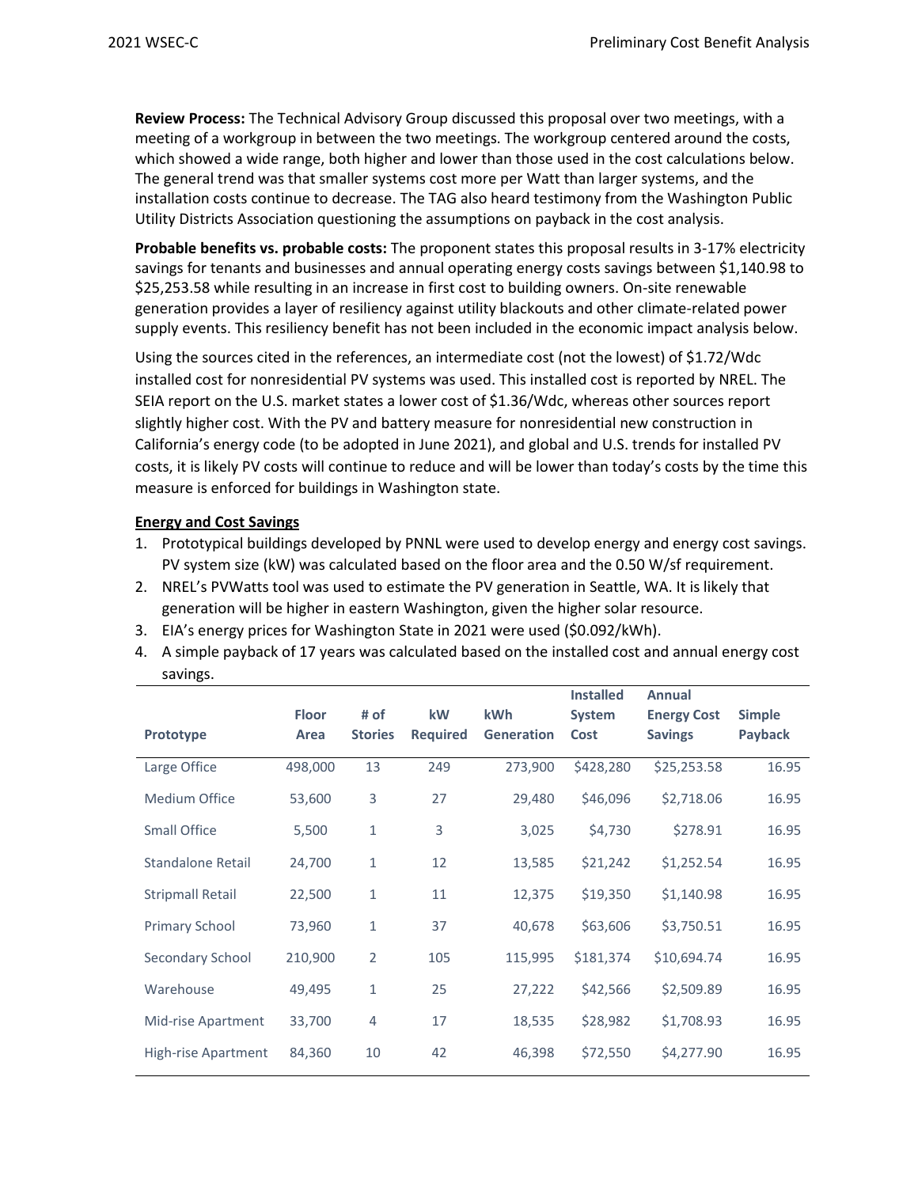**Review Process:** The Technical Advisory Group discussed this proposal over two meetings, with a meeting of a workgroup in between the two meetings. The workgroup centered around the costs, which showed a wide range, both higher and lower than those used in the cost calculations below. The general trend was that smaller systems cost more per Watt than larger systems, and the installation costs continue to decrease. The TAG also heard testimony from the Washington Public Utility Districts Association questioning the assumptions on payback in the cost analysis.

**Probable benefits vs. probable costs:** The proponent states this proposal results in 3-17% electricity savings for tenants and businesses and annual operating energy costs savings between $1,140.98 to $25,253.58 while resulting in an increase in first cost to building owners. On-site renewable generation provides a layer of resiliency against utility blackouts and other climate-related power supply events. This resiliency benefit has not been included in the economic impact analysis below.

Using the sources cited in the references, an intermediate cost (not the lowest) of $1.72/Wdc installed cost for nonresidential PV systems was used. This installed cost is reported by NREL. The SEIA report on the U.S. market states a lower cost of $1.36/Wdc, whereas other sources report slightly higher cost. With the PV and battery measure for nonresidential new construction in California's energy code (to be adopted in June 2021), and global and U.S. trends for installed PV costs, it is likely PV costs will continue to reduce and will be lower than today's costs by the time this measure is enforced for buildings in Washington state.

**Energy and Cost Savings**

1. Prototypical buildings developed by PNNL were used to develop energy and energy cost savings. PV system size (kW) was calculated based on the floor area and the 0.50 W/sf requirement.
2. NREL's PVWatts tool was used to estimate the PV generation in Seattle, WA. It is likely that generation will be higher in eastern Washington, given the higher solar resource.
3. EIA's energy prices for Washington State in 2021 were used ($0.092/kWh).
4. A simple payback of 17 years was calculated based on the installed cost and annual energy cost savings.

| Prototype | Floor Area | # of Stories | kW Required | kWh Generation | Installed System Cost | Annual Energy Cost Savings | Simple Payback |
|---|---|---|---|---|---|---|---|
| Large Office | 498,000 | 13 | 249 | 273,900 | $428,280 | $25,253.58 | 16.95 |
| Medium Office | 53,600 | 3 | 27 | 29,480 | $46,096 | $2,718.06 | 16.95 |
| Small Office | 5,500 | 1 | 3 | 3,025 | $4,730 | $278.91 | 16.95 |
| Standalone Retail | 24,700 | 1 | 12 | 13,585 | $21,242 | $1,252.54 | 16.95 |
| Stripmall Retail | 22,500 | 1 | 11 | 12,375 | $19,350 | $1,140.98 | 16.95 |
| Primary School | 73,960 | 1 | 37 | 40,678 | $63,606 | $3,750.51 | 16.95 |
| Secondary School | 210,900 | 2 | 105 | 115,995 | $181,374 | $10,694.74 | 16.95 |
| Warehouse | 49,495 | 1 | 25 | 27,222 | $42,566 | $2,509.89 | 16.95 |
| Mid-rise Apartment | 33,700 | 4 | 17 | 18,535 | $28,982 | $1,708.93 | 16.95 |
| High-rise Apartment | 84,360 | 10 | 42 | 46,398 | $72,550 | $4,277.90 | 16.95 |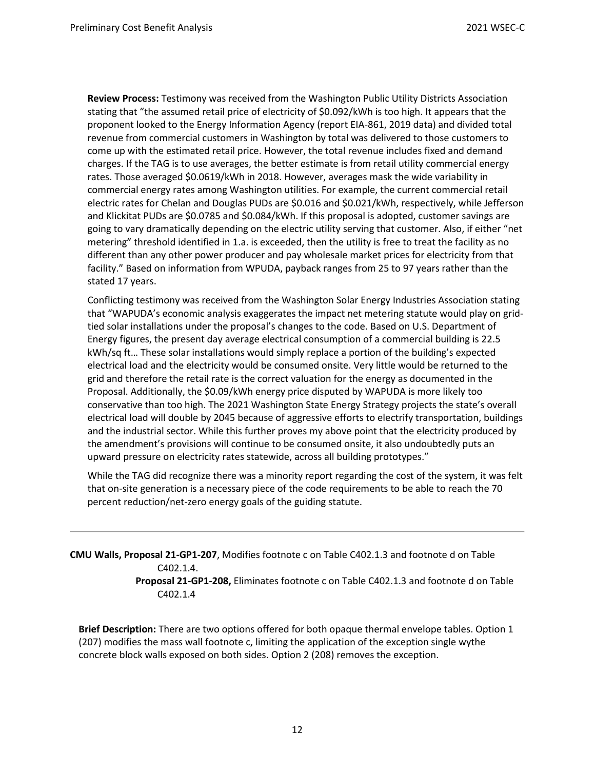**Review Process:** Testimony was received from the Washington Public Utility Districts Association stating that "the assumed retail price of electricity of $0.092/kWh is too high. It appears that the proponent looked to the Energy Information Agency (report EIA-861, 2019 data) and divided total revenue from commercial customers in Washington by total was delivered to those customers to come up with the estimated retail price. However, the total revenue includes fixed and demand charges. If the TAG is to use averages, the better estimate is from retail utility commercial energy rates. Those averaged $0.0619/kWh in 2018. However, averages mask the wide variability in commercial energy rates among Washington utilities. For example, the current commercial retail electric rates for Chelan and Douglas PUDs are $0.016 and $0.021/kWh, respectively, while Jefferson and Klickitat PUDs are $0.0785 and $0.084/kWh. If this proposal is adopted, customer savings are going to vary dramatically depending on the electric utility serving that customer. Also, if either "net metering" threshold identified in 1.a. is exceeded, then the utility is free to treat the facility as no different than any other power producer and pay wholesale market prices for electricity from that facility." Based on information from WPUDA, payback ranges from 25 to 97 years rather than the stated 17 years.

Conflicting testimony was received from the Washington Solar Energy Industries Association stating that "WAPUDA's economic analysis exaggerates the impact net metering statute would play on grid-tied solar installations under the proposal's changes to the code. Based on U.S. Department of Energy figures, the present day average electrical consumption of a commercial building is 22.5 kWh/sq ft… These solar installations would simply replace a portion of the building's expected electrical load and the electricity would be consumed onsite. Very little would be returned to the grid and therefore the retail rate is the correct valuation for the energy as documented in the Proposal. Additionally, the $0.09/kWh energy price disputed by WAPUDA is more likely too conservative than too high. The 2021 Washington State Energy Strategy projects the state's overall electrical load will double by 2045 because of aggressive efforts to electrify transportation, buildings and the industrial sector. While this further proves my above point that the electricity produced by the amendment's provisions will continue to be consumed onsite, it also undoubtedly puts an upward pressure on electricity rates statewide, across all building prototypes."

While the TAG did recognize there was a minority report regarding the cost of the system, it was felt that on-site generation is a necessary piece of the code requirements to be able to reach the 70 percent reduction/net-zero energy goals of the guiding statute.

---

**CMU Walls, Proposal 21-GP1-207**, Modifies footnote c on Table C402.1.3 and footnote d on Table C402.1.4.
**Proposal 21-GP1-208,** Eliminates footnote c on Table C402.1.3 and footnote d on Table C402.1.4

**Brief Description:** There are two options offered for both opaque thermal envelope tables. Option 1 (207) modifies the mass wall footnote c, limiting the application of the exception single wythe concrete block walls exposed on both sides. Option 2 (208) removes the exception.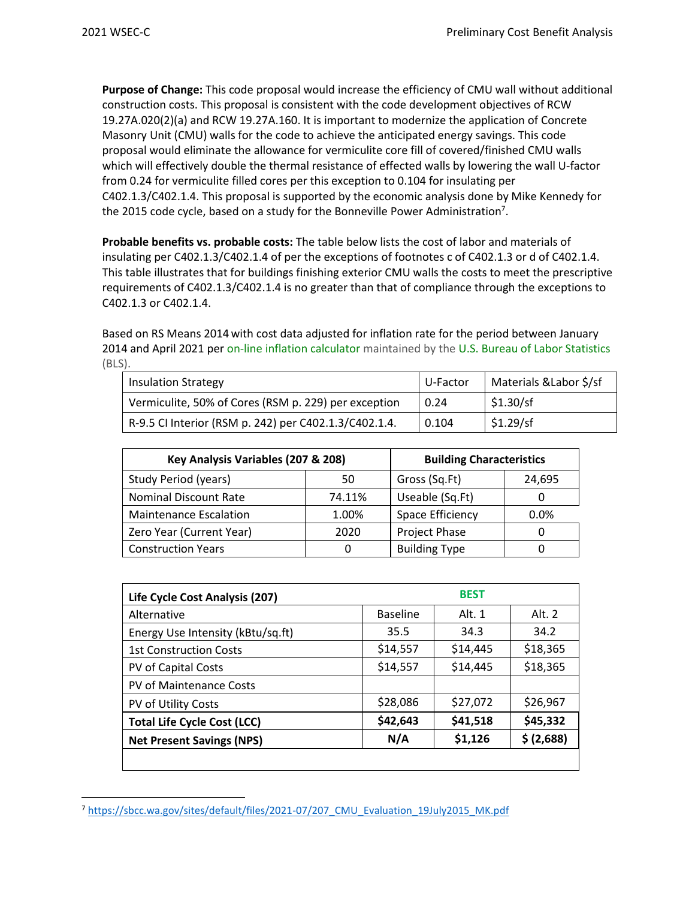**Purpose of Change:** This code proposal would increase the efficiency of CMU wall without additional construction costs. This proposal is consistent with the code development objectives of RCW 19.27A.020(2)(a) and RCW 19.27A.160. It is important to modernize the application of Concrete Masonry Unit (CMU) walls for the code to achieve the anticipated energy savings. This code proposal would eliminate the allowance for vermiculite core fill of covered/finished CMU walls which will effectively double the thermal resistance of effected walls by lowering the wall U-factor from 0.24 for vermiculite filled cores per this exception to 0.104 for insulating per C402.1.3/C402.1.4. This proposal is supported by the economic analysis done by Mike Kennedy for the 2015 code cycle, based on a study for the Bonneville Power Administration[7].

**Probable benefits vs. probable costs:** The table below lists the cost of labor and materials of insulating per C402.1.3/C402.1.4 of per the exceptions of footnotes c of C402.1.3 or d of C402.1.4. This table illustrates that for buildings finishing exterior CMU walls the costs to meet the prescriptive requirements of C402.1.3/C402.1.4 is no greater than that of compliance through the exceptions to C402.1.3 or C402.1.4.

Based on RS Means 2014 with cost data adjusted for inflation rate for the period between January 2014 and April 2021 per on-line inflation calculator maintained by the U.S. Bureau of Labor Statistics (BLS).

| Insulation Strategy | U-Factor | Materials &Labor $/sf |
|---|---|---|
| Vermiculite, 50% of Cores (RSM p. 229) per exception | 0.24 | $1.30/sf |
| R-9.5 CI Interior (RSM p. 242) per C402.1.3/C402.1.4. | 0.104 | $1.29/sf |

| Key Analysis Variables (207 & 208) | | Building Characteristics | |
|---|---|---|---|
| Study Period (years) | 50 | Gross (Sq.Ft) | 24,695 |
| Nominal Discount Rate | 74.11% | Useable (Sq.Ft) | 0 |
| Maintenance Escalation | 1.00% | Space Efficiency | 0.0% |
| Zero Year (Current Year) | 2020 | Project Phase | 0 |
| Construction Years | 0 | Building Type | 0 |

| Life Cycle Cost Analysis (207) | | BEST | |
|---|---|---|---|
| Alternative | Baseline | Alt. 1 | Alt. 2 |
| Energy Use Intensity (kBtu/sq.ft) | 35.5 | 34.3 | 34.2 |
| 1st Construction Costs | $14,557 | $14,445 | $18,365 |
| PV of Capital Costs | $14,557 | $14,445 | $18,365 |
| PV of Maintenance Costs | | | |
| PV of Utility Costs | $28,086 | $27,072 | $26,967 |
| **Total Life Cycle Cost (LCC)** | **$42,643** | **$41,518** | **$45,332** |
| **Net Present Savings (NPS)** | **N/A** | **$1,126** | **$ (2,688)** |

[7] https://sbcc.wa.gov/sites/default/files/2021-07/207_CMU_Evaluation_19July2015_MK.pdf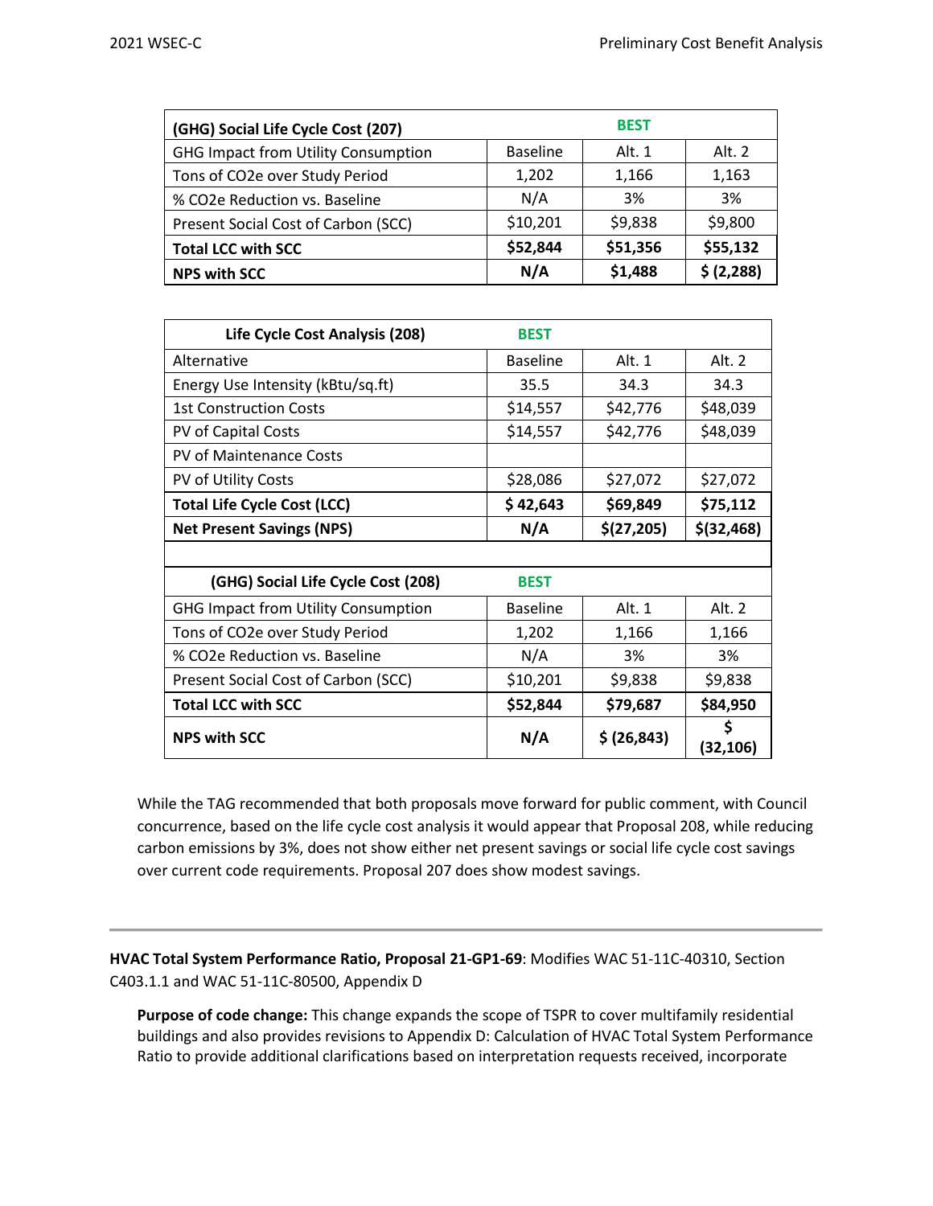| (GHG) Social Life Cycle Cost (207) | | BEST | |
|---|---|---|---|
| GHG Impact from Utility Consumption | Baseline | Alt. 1 | Alt. 2 |
| Tons of CO2e over Study Period | 1,202 | 1,166 | 1,163 |
| % CO2e Reduction vs. Baseline | N/A | 3% | 3% |
| Present Social Cost of Carbon (SCC) | $10,201 | $9,838 | $9,800 |
| **Total LCC with SCC** | **$52,844** | **$51,356** | **$55,132** |
| **NPS with SCC** | **N/A** | **$1,488** | **$ (2,288)** |

| Life Cycle Cost Analysis (208) | BEST | | |
|---|---|---|---|
| Alternative | Baseline | Alt. 1 | Alt. 2 |
| Energy Use Intensity (kBtu/sq.ft) | 35.5 | 34.3 | 34.3 |
| 1st Construction Costs | $14,557 | $42,776 | $48,039 |
| PV of Capital Costs | $14,557 | $42,776 | $48,039 |
| PV of Maintenance Costs | | | |
| PV of Utility Costs | $28,086 | $27,072 | $27,072 |
| **Total Life Cycle Cost (LCC)** | **$ 42,643** | **$69,849** | **$75,112** |
| **Net Present Savings (NPS)** | **N/A** | **$(27,205)** | **$(32,468)** |

| (GHG) Social Life Cycle Cost (208) | BEST | | |
|---|---|---|---|
| GHG Impact from Utility Consumption | Baseline | Alt. 1 | Alt. 2 |
| Tons of CO2e over Study Period | 1,202 | 1,166 | 1,166 |
| % CO2e Reduction vs. Baseline | N/A | 3% | 3% |
| Present Social Cost of Carbon (SCC) | $10,201 | $9,838 | $9,838 |
| **Total LCC with SCC** | **$52,844** | **$79,687** | **$84,950** |
| **NPS with SCC** | **N/A** | **$ (26,843)** | **$ (32,106)** |

While the TAG recommended that both proposals move forward for public comment, with Council concurrence, based on the life cycle cost analysis it would appear that Proposal 208, while reducing carbon emissions by 3%, does not show either net present savings or social life cycle cost savings over current code requirements. Proposal 207 does show modest savings.

---

**HVAC Total System Performance Ratio, Proposal 21-GP1-69**: Modifies WAC 51-11C-40310, Section C403.1.1 and WAC 51-11C-80500, Appendix D

**Purpose of code change:** This change expands the scope of TSPR to cover multifamily residential buildings and also provides revisions to Appendix D: Calculation of HVAC Total System Performance Ratio to provide additional clarifications based on interpretation requests received, incorporate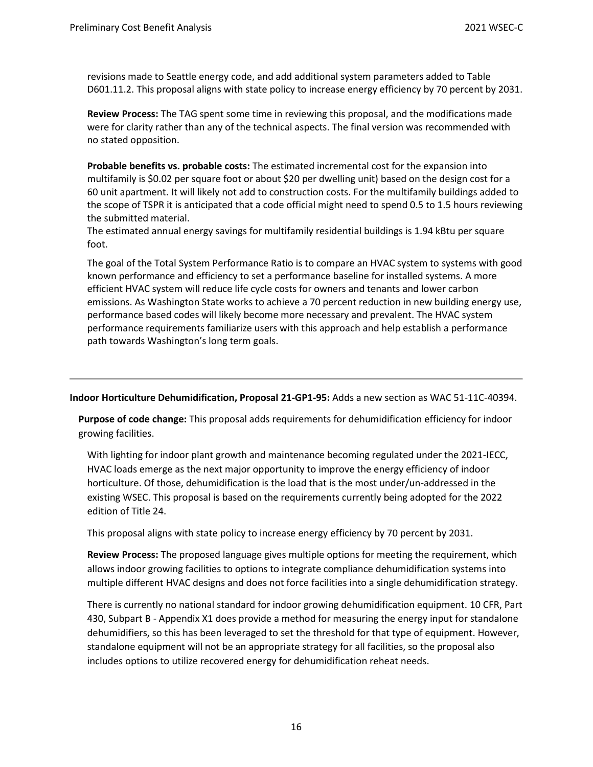revisions made to Seattle energy code, and add additional system parameters added to Table D601.11.2. This proposal aligns with state policy to increase energy efficiency by 70 percent by 2031.

**Review Process:** The TAG spent some time in reviewing this proposal, and the modifications made were for clarity rather than any of the technical aspects. The final version was recommended with no stated opposition.

**Probable benefits vs. probable costs:** The estimated incremental cost for the expansion into multifamily is $0.02 per square foot or about $20 per dwelling unit) based on the design cost for a 60 unit apartment. It will likely not add to construction costs. For the multifamily buildings added to the scope of TSPR it is anticipated that a code official might need to spend 0.5 to 1.5 hours reviewing the submitted material.
The estimated annual energy savings for multifamily residential buildings is 1.94 kBtu per square foot.

The goal of the Total System Performance Ratio is to compare an HVAC system to systems with good known performance and efficiency to set a performance baseline for installed systems. A more efficient HVAC system will reduce life cycle costs for owners and tenants and lower carbon emissions. As Washington State works to achieve a 70 percent reduction in new building energy use, performance based codes will likely become more necessary and prevalent. The HVAC system performance requirements familiarize users with this approach and help establish a performance path towards Washington's long term goals.

---

**Indoor Horticulture Dehumidification, Proposal 21-GP1-95:** Adds a new section as WAC 51-11C-40394.

**Purpose of code change:** This proposal adds requirements for dehumidification efficiency for indoor growing facilities.

With lighting for indoor plant growth and maintenance becoming regulated under the 2021-IECC, HVAC loads emerge as the next major opportunity to improve the energy efficiency of indoor horticulture. Of those, dehumidification is the load that is the most under/un-addressed in the existing WSEC. This proposal is based on the requirements currently being adopted for the 2022 edition of Title 24.

This proposal aligns with state policy to increase energy efficiency by 70 percent by 2031.

**Review Process:** The proposed language gives multiple options for meeting the requirement, which allows indoor growing facilities to options to integrate compliance dehumidification systems into multiple different HVAC designs and does not force facilities into a single dehumidification strategy.

There is currently no national standard for indoor growing dehumidification equipment. 10 CFR, Part 430, Subpart B - Appendix X1 does provide a method for measuring the energy input for standalone dehumidifiers, so this has been leveraged to set the threshold for that type of equipment. However, standalone equipment will not be an appropriate strategy for all facilities, so the proposal also includes options to utilize recovered energy for dehumidification reheat needs.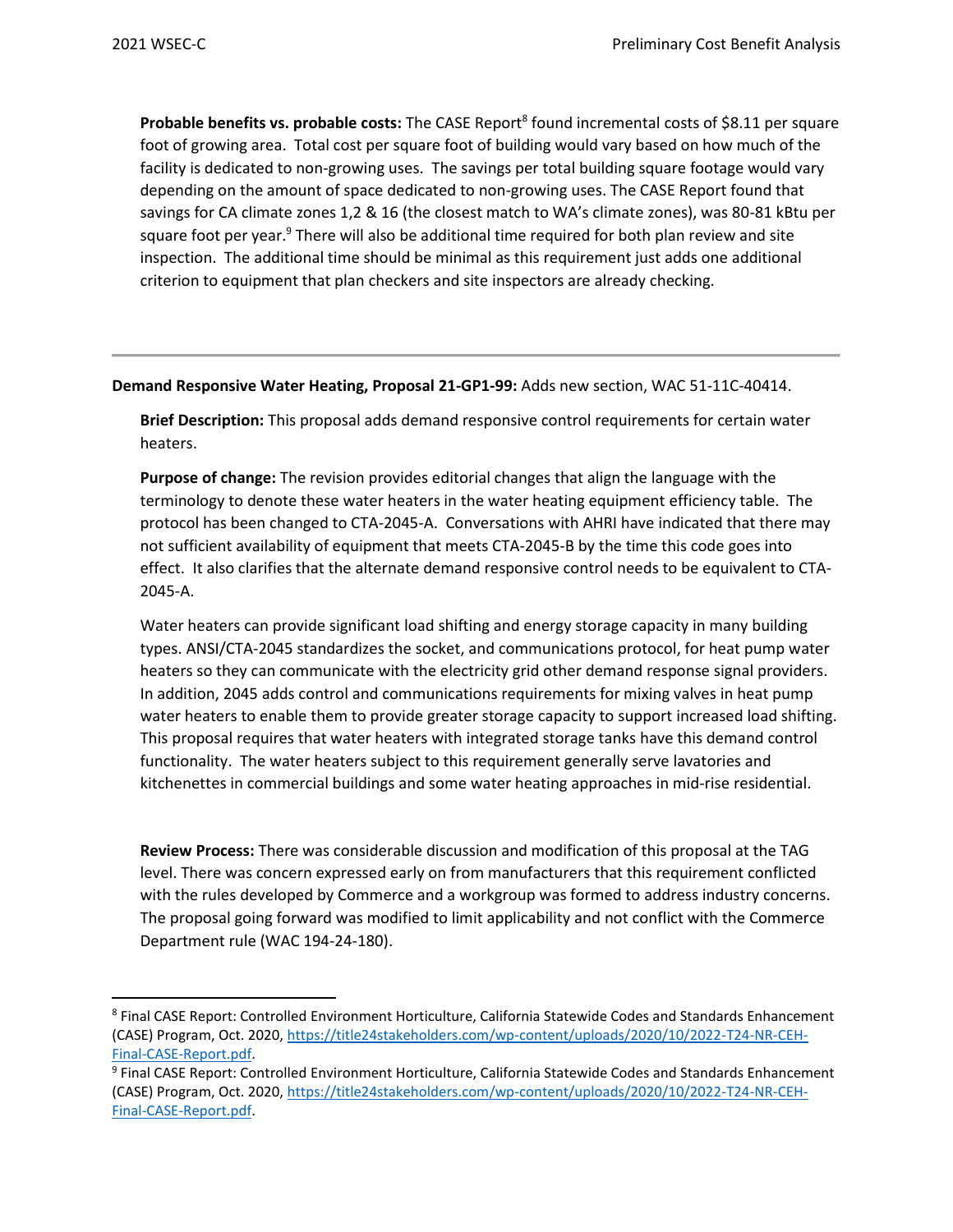**Probable benefits vs. probable costs:** The CASE Report[8] found incremental costs of $8.11 per square foot of growing area. Total cost per square foot of building would vary based on how much of the facility is dedicated to non-growing uses. The savings per total building square footage would vary depending on the amount of space dedicated to non-growing uses. The CASE Report found that savings for CA climate zones 1,2 & 16 (the closest match to WA's climate zones), was 80-81 kBtu per square foot per year.[9] There will also be additional time required for both plan review and site inspection. The additional time should be minimal as this requirement just adds one additional criterion to equipment that plan checkers and site inspectors are already checking.

---

**Demand Responsive Water Heating, Proposal 21-GP1-99:** Adds new section, WAC 51-11C-40414.

**Brief Description:** This proposal adds demand responsive control requirements for certain water heaters.

**Purpose of change:** The revision provides editorial changes that align the language with the terminology to denote these water heaters in the water heating equipment efficiency table. The protocol has been changed to CTA-2045-A. Conversations with AHRI have indicated that there may not sufficient availability of equipment that meets CTA-2045-B by the time this code goes into effect. It also clarifies that the alternate demand responsive control needs to be equivalent to CTA-2045-A.

Water heaters can provide significant load shifting and energy storage capacity in many building types. ANSI/CTA-2045 standardizes the socket, and communications protocol, for heat pump water heaters so they can communicate with the electricity grid other demand response signal providers. In addition, 2045 adds control and communications requirements for mixing valves in heat pump water heaters to enable them to provide greater storage capacity to support increased load shifting. This proposal requires that water heaters with integrated storage tanks have this demand control functionality. The water heaters subject to this requirement generally serve lavatories and kitchenettes in commercial buildings and some water heating approaches in mid-rise residential.

**Review Process:** There was considerable discussion and modification of this proposal at the TAG level. There was concern expressed early on from manufacturers that this requirement conflicted with the rules developed by Commerce and a workgroup was formed to address industry concerns. The proposal going forward was modified to limit applicability and not conflict with the Commerce Department rule (WAC 194-24-180).

---

[8] Final CASE Report: Controlled Environment Horticulture, California Statewide Codes and Standards Enhancement (CASE) Program, Oct. 2020, https://title24stakeholders.com/wp-content/uploads/2020/10/2022-T24-NR-CEH-Final-CASE-Report.pdf.

[9] Final CASE Report: Controlled Environment Horticulture, California Statewide Codes and Standards Enhancement (CASE) Program, Oct. 2020, https://title24stakeholders.com/wp-content/uploads/2020/10/2022-T24-NR-CEH-Final-CASE-Report.pdf.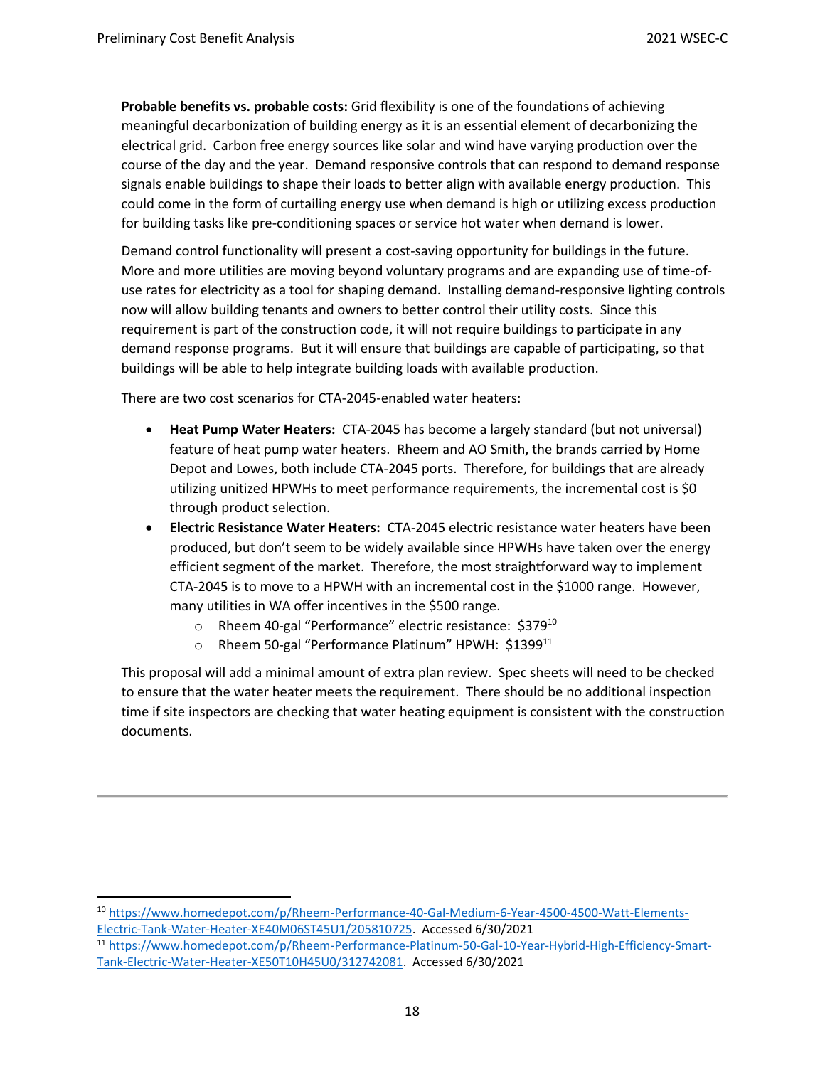**Probable benefits vs. probable costs:** Grid flexibility is one of the foundations of achieving meaningful decarbonization of building energy as it is an essential element of decarbonizing the electrical grid. Carbon free energy sources like solar and wind have varying production over the course of the day and the year. Demand responsive controls that can respond to demand response signals enable buildings to shape their loads to better align with available energy production. This could come in the form of curtailing energy use when demand is high or utilizing excess production for building tasks like pre-conditioning spaces or service hot water when demand is lower.

Demand control functionality will present a cost-saving opportunity for buildings in the future. More and more utilities are moving beyond voluntary programs and are expanding use of time-of-use rates for electricity as a tool for shaping demand. Installing demand-responsive lighting controls now will allow building tenants and owners to better control their utility costs. Since this requirement is part of the construction code, it will not require buildings to participate in any demand response programs. But it will ensure that buildings are capable of participating, so that buildings will be able to help integrate building loads with available production.

There are two cost scenarios for CTA-2045-enabled water heaters:

- **Heat Pump Water Heaters:** CTA-2045 has become a largely standard (but not universal) feature of heat pump water heaters. Rheem and AO Smith, the brands carried by Home Depot and Lowes, both include CTA-2045 ports. Therefore, for buildings that are already utilizing unitized HPWHs to meet performance requirements, the incremental cost is $0 through product selection.
- **Electric Resistance Water Heaters:** CTA-2045 electric resistance water heaters have been produced, but don't seem to be widely available since HPWHs have taken over the energy efficient segment of the market. Therefore, the most straightforward way to implement CTA-2045 is to move to a HPWH with an incremental cost in the $1000 range. However, many utilities in WA offer incentives in the $500 range.
  - Rheem 40-gal "Performance" electric resistance: $379[10]
  - Rheem 50-gal "Performance Platinum" HPWH: $1399[11]

This proposal will add a minimal amount of extra plan review. Spec sheets will need to be checked to ensure that the water heater meets the requirement. There should be no additional inspection time if site inspectors are checking that water heating equipment is consistent with the construction documents.

---

[10] https://www.homedepot.com/p/Rheem-Performance-40-Gal-Medium-6-Year-4500-4500-Watt-Elements-Electric-Tank-Water-Heater-XE40M06ST45U1/205810725. Accessed 6/30/2021

[11] https://www.homedepot.com/p/Rheem-Performance-Platinum-50-Gal-10-Year-Hybrid-High-Efficiency-Smart-Tank-Electric-Water-Heater-XE50T10H45U0/312742081. Accessed 6/30/2021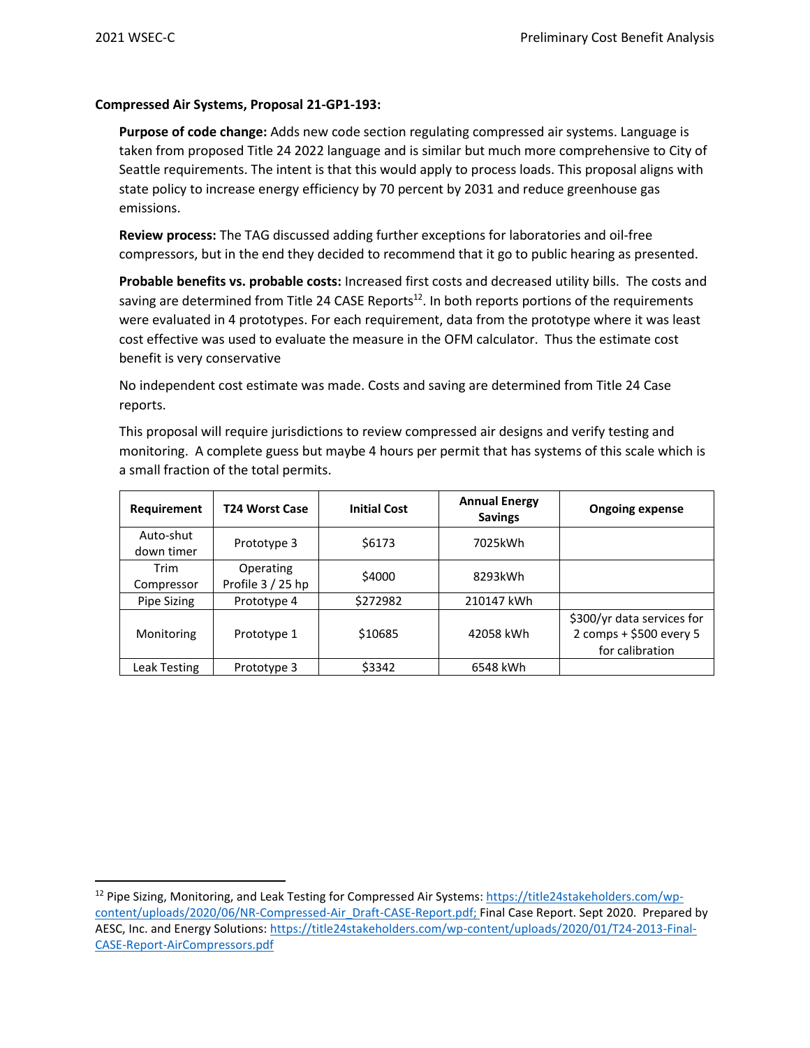**Compressed Air Systems, Proposal 21-GP1-193:**

**Purpose of code change:** Adds new code section regulating compressed air systems. Language is taken from proposed Title 24 2022 language and is similar but much more comprehensive to City of Seattle requirements. The intent is that this would apply to process loads. This proposal aligns with state policy to increase energy efficiency by 70 percent by 2031 and reduce greenhouse gas emissions.

**Review process:** The TAG discussed adding further exceptions for laboratories and oil-free compressors, but in the end they decided to recommend that it go to public hearing as presented.

**Probable benefits vs. probable costs:** Increased first costs and decreased utility bills. The costs and saving are determined from Title 24 CASE Reports[12]. In both reports portions of the requirements were evaluated in 4 prototypes. For each requirement, data from the prototype where it was least cost effective was used to evaluate the measure in the OFM calculator. Thus the estimate cost benefit is very conservative

No independent cost estimate was made. Costs and saving are determined from Title 24 Case reports.

This proposal will require jurisdictions to review compressed air designs and verify testing and monitoring. A complete guess but maybe 4 hours per permit that has systems of this scale which is a small fraction of the total permits.

| Requirement | T24 Worst Case | Initial Cost | Annual Energy Savings | Ongoing expense |
|---|---|---|---|---|
| Auto-shut down timer | Prototype 3 | $6173 | 7025kWh | |
| Trim Compressor | Operating Profile 3 / 25 hp | $4000 | 8293kWh | |
| Pipe Sizing | Prototype 4 | $272982 | 210147 kWh | |
| Monitoring | Prototype 1 | $10685 | 42058 kWh | $300/yr data services for 2 comps + $500 every 5 for calibration |
| Leak Testing | Prototype 3 | $3342 | 6548 kWh | |

[12] Pipe Sizing, Monitoring, and Leak Testing for Compressed Air Systems: https://title24stakeholders.com/wp-content/uploads/2020/06/NR-Compressed-Air_Draft-CASE-Report.pdf; Final Case Report. Sept 2020. Prepared by AESC, Inc. and Energy Solutions: https://title24stakeholders.com/wp-content/uploads/2020/01/T24-2013-Final-CASE-Report-AirCompressors.pdf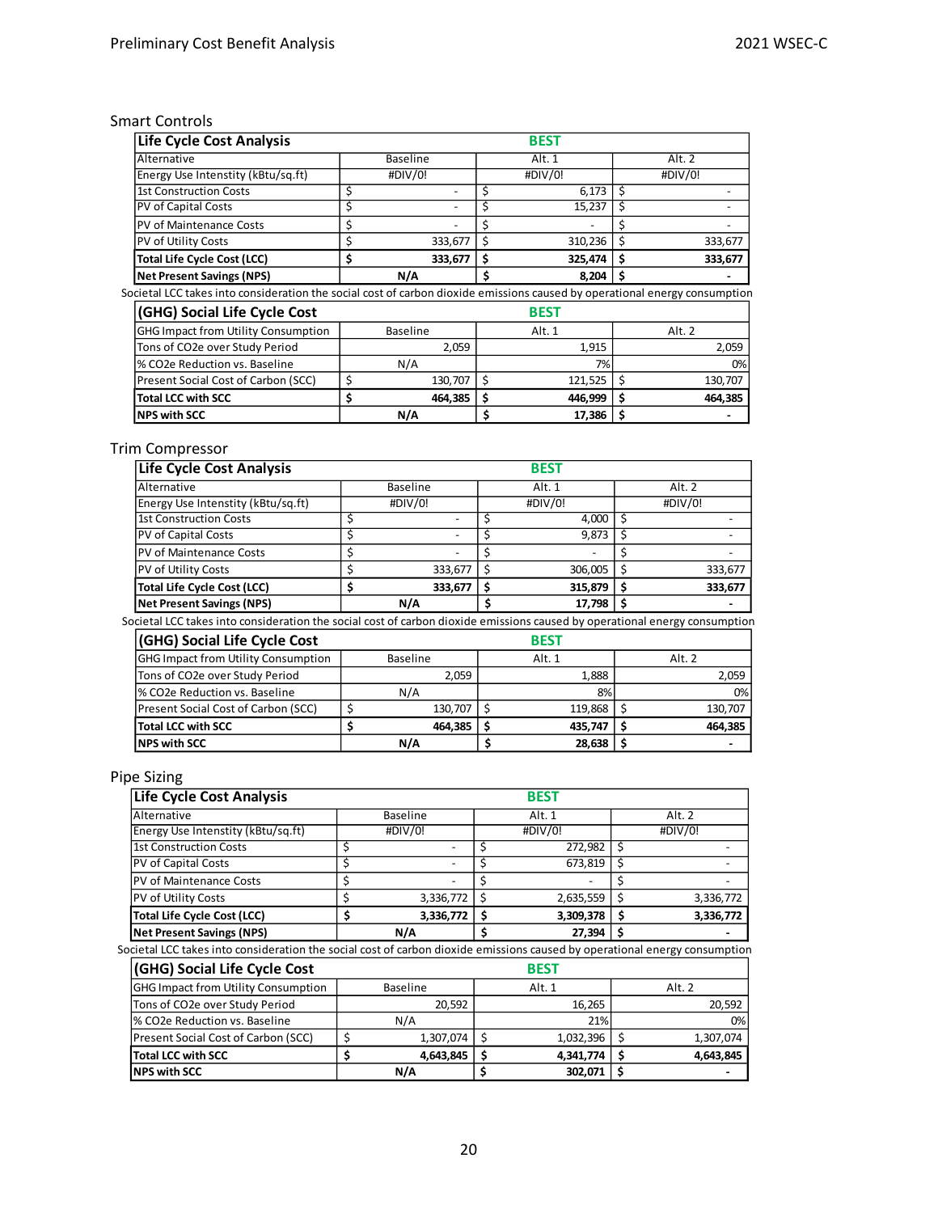### Smart Controls

| Life Cycle Cost Analysis | | BEST | |
|---|---|---|---|
| Alternative | Baseline | Alt. 1 | Alt. 2 |
| Energy Use Intenstity (kBtu/sq.ft) | #DIV/0! | #DIV/0! | #DIV/0! |
| 1st Construction Costs | $ - | $ 6,173 | $ - |
| PV of Capital Costs | $ - | $ 15,237 | $ - |
| PV of Maintenance Costs | $ - | $ - | $ - |
| PV of Utility Costs | $ 333,677 | $ 310,236 | $ 333,677 |
| **Total Life Cycle Cost (LCC)** | **$ 333,677** | **$ 325,474** | **$ 333,677** |
| **Net Present Savings (NPS)** | **N/A** | **$ 8,204** | **$ -** |

*Societal LCC takes into consideration the social cost of carbon dioxide emissions caused by operational energy consumption*

| (GHG) Social Life Cycle Cost | | BEST | |
|---|---|---|---|
| GHG Impact from Utility Consumption | Baseline | Alt. 1 | Alt. 2 |
| Tons of CO2e over Study Period | 2,059 | 1,915 | 2,059 |
| % CO2e Reduction vs. Baseline | N/A | 7% | 0% |
| Present Social Cost of Carbon (SCC) | $ 130,707 | $ 121,525 | $ 130,707 |
| **Total LCC with SCC** | **$ 464,385** | **$ 446,999** | **$ 464,385** |
| **NPS with SCC** | **N/A** | **$ 17,386** | **$ -** |

### Trim Compressor

| Life Cycle Cost Analysis | | BEST | |
|---|---|---|---|
| Alternative | Baseline | Alt. 1 | Alt. 2 |
| Energy Use Intensity (kBtu/sq.ft) | #DIV/0! | #DIV/0! | #DIV/0! |
| 1st Construction Costs | $ - | $ 4,000 | $ - |
| PV of Capital Costs | $ - | $ 9,873 | $ - |
| PV of Maintenance Costs | $ - | $ - | $ - |
| PV of Utility Costs | $ 333,677 | $ 306,005 | $ 333,677 |
| **Total Life Cycle Cost (LCC)** | **$ 333,677** | **$ 315,879** | **$ 333,677** |
| **Net Present Savings (NPS)** | **N/A** | **$ 17,798** | **$ -** |

*Societal LCC takes into consideration the social cost of carbon dioxide emissions caused by operational energy consumption*

| (GHG) Social Life Cycle Cost | | BEST | |
|---|---|---|---|
| GHG Impact from Utility Consumption | Baseline | Alt. 1 | Alt. 2 |
| Tons of CO2e over Study Period | 2,059 | 1,888 | 2,059 |
| % CO2e Reduction vs. Baseline | N/A | 8% | 0% |
| Present Social Cost of Carbon (SCC) | $ 130,707 | $ 119,868 | $ 130,707 |
| **Total LCC with SCC** | **$ 464,385** | **$ 435,747** | **$ 464,385** |
| **NPS with SCC** | **N/A** | **$ 28,638** | **$ -** |

### Pipe Sizing

| Life Cycle Cost Analysis | | BEST | |
|---|---|---|---|
| Alternative | Baseline | Alt. 1 | Alt. 2 |
| Energy Use Intenstity (kBtu/sq.ft) | #DIV/0! | #DIV/0! | #DIV/0! |
| 1st Construction Costs | $ - | $ 272,982 | $ - |
| PV of Capital Costs | $ - | $ 673,819 | $ - |
| PV of Maintenance Costs | $ - | $ - | $ - |
| PV of Utility Costs | $ 3,336,772 | $ 2,635,559 | $ 3,336,772 |
| **Total Life Cycle Cost (LCC)** | **$ 3,336,772** | **$ 3,309,378** | **$ 3,336,772** |
| **Net Present Savings (NPS)** | **N/A** | **$ 27,394** | **$ -** |

*Societal LCC takes into consideration the social cost of carbon dioxide emissions caused by operational energy consumption*

| (GHG) Social Life Cycle Cost | | BEST | |
|---|---|---|---|
| GHG Impact from Utility Consumption | Baseline | Alt. 1 | Alt. 2 |
| Tons of CO2e over Study Period | 20,592 | 16,265 | 20,592 |
| % CO2e Reduction vs. Baseline | N/A | 21% | 0% |
| Present Social Cost of Carbon (SCC) | $ 1,307,074 | $ 1,032,396 | $ 1,307,074 |
| **Total LCC with SCC** | **$ 4,643,845** | **$ 4,341,774** | **$ 4,643,845** |
| **NPS with SCC** | **N/A** | **$ 302,071** | **$ -** |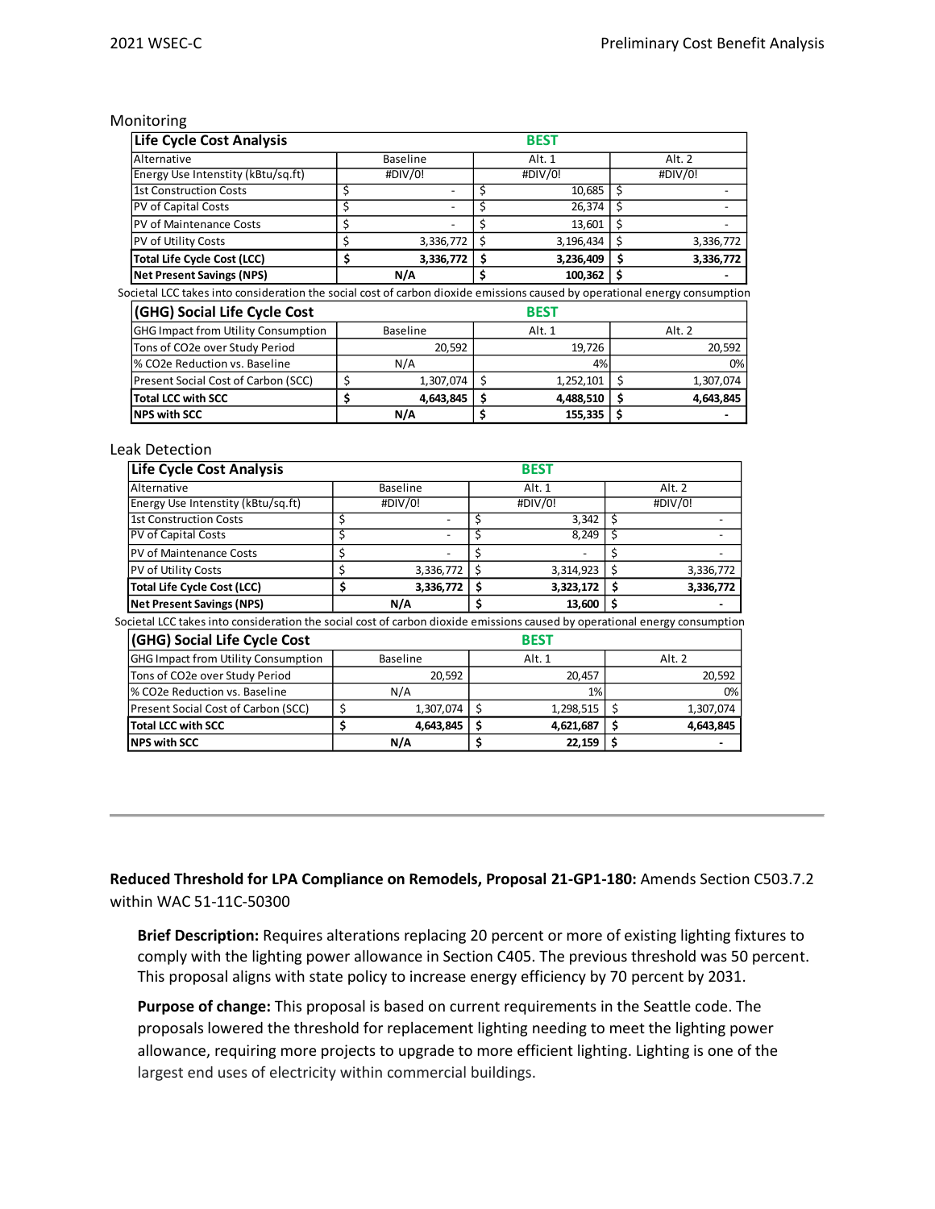Monitoring

| Life Cycle Cost Analysis | | BEST | |
|---|---|---|---|
| Alternative | Baseline | Alt. 1 | Alt. 2 |
| Energy Use Intenstity (kBtu/sq.ft) | #DIV/0! | #DIV/0! | #DIV/0! |
| 1st Construction Costs | $ - | $ 10,685 | $ - |
| PV of Capital Costs | $ - | $ 26,374 | $ - |
| PV of Maintenance Costs | $ - | $ 13,601 | $ - |
| PV of Utility Costs | $ 3,336,772 | $ 3,196,434 | $ 3,336,772 |
| **Total Life Cycle Cost (LCC)** | **$ 3,336,772** | **$ 3,236,409** | **$ 3,336,772** |
| **Net Present Savings (NPS)** | **N/A** | **$ 100,362** | **$ -** |

Societal LCC takes into consideration the social cost of carbon dioxide emissions caused by operational energy consumption

| (GHG) Social Life Cycle Cost | | BEST | |
|---|---|---|---|
| GHG Impact from Utility Consumption | Baseline | Alt. 1 | Alt. 2 |
| Tons of CO2e over Study Period | 20,592 | 19,726 | 20,592 |
| % CO2e Reduction vs. Baseline | N/A | 4% | 0% |
| Present Social Cost of Carbon (SCC) | $ 1,307,074 | $ 1,252,101 | $ 1,307,074 |
| **Total LCC with SCC** | **$ 4,643,845** | **$ 4,488,510** | **$ 4,643,845** |
| **NPS with SCC** | **N/A** | **$ 155,335** | **$ -** |

Leak Detection

| Life Cycle Cost Analysis | | BEST | |
|---|---|---|---|
| Alternative | Baseline | Alt. 1 | Alt. 2 |
| Energy Use Intenstity (kBtu/sq.ft) | #DIV/0! | #DIV/0! | #DIV/0! |
| 1st Construction Costs | $ - | $ 3,342 | $ - |
| PV of Capital Costs | $ - | $ 8,249 | $ - |
| PV of Maintenance Costs | $ - | $ - | $ - |
| PV of Utility Costs | $ 3,336,772 | $ 3,314,923 | $ 3,336,772 |
| **Total Life Cycle Cost (LCC)** | **$ 3,336,772** | **$ 3,323,172** | **$ 3,336,772** |
| **Net Present Savings (NPS)** | **N/A** | **$ 13,600** | **$ -** |

Societal LCC takes into consideration the social cost of carbon dioxide emissions caused by operational energy consumption

| (GHG) Social Life Cycle Cost | | BEST | |
|---|---|---|---|
| GHG Impact from Utility Consumption | Baseline | Alt. 1 | Alt. 2 |
| Tons of CO2e over Study Period | 20,592 | 20,457 | 20,592 |
| % CO2e Reduction vs. Baseline | N/A | 1% | 0% |
| Present Social Cost of Carbon (SCC) | $ 1,307,074 | $ 1,298,515 | $ 1,307,074 |
| **Total LCC with SCC** | **$ 4,643,845** | **$ 4,621,687** | **$ 4,643,845** |
| **NPS with SCC** | **N/A** | **$ 22,159** | **$ -** |

---

**Reduced Threshold for LPA Compliance on Remodels, Proposal 21-GP1-180:** Amends Section C503.7.2 within WAC 51-11C-50300

**Brief Description:** Requires alterations replacing 20 percent or more of existing lighting fixtures to comply with the lighting power allowance in Section C405. The previous threshold was 50 percent. This proposal aligns with state policy to increase energy efficiency by 70 percent by 2031.

**Purpose of change:** This proposal is based on current requirements in the Seattle code. The proposals lowered the threshold for replacement lighting needing to meet the lighting power allowance, requiring more projects to upgrade to more efficient lighting. Lighting is one of the largest end uses of electricity within commercial buildings.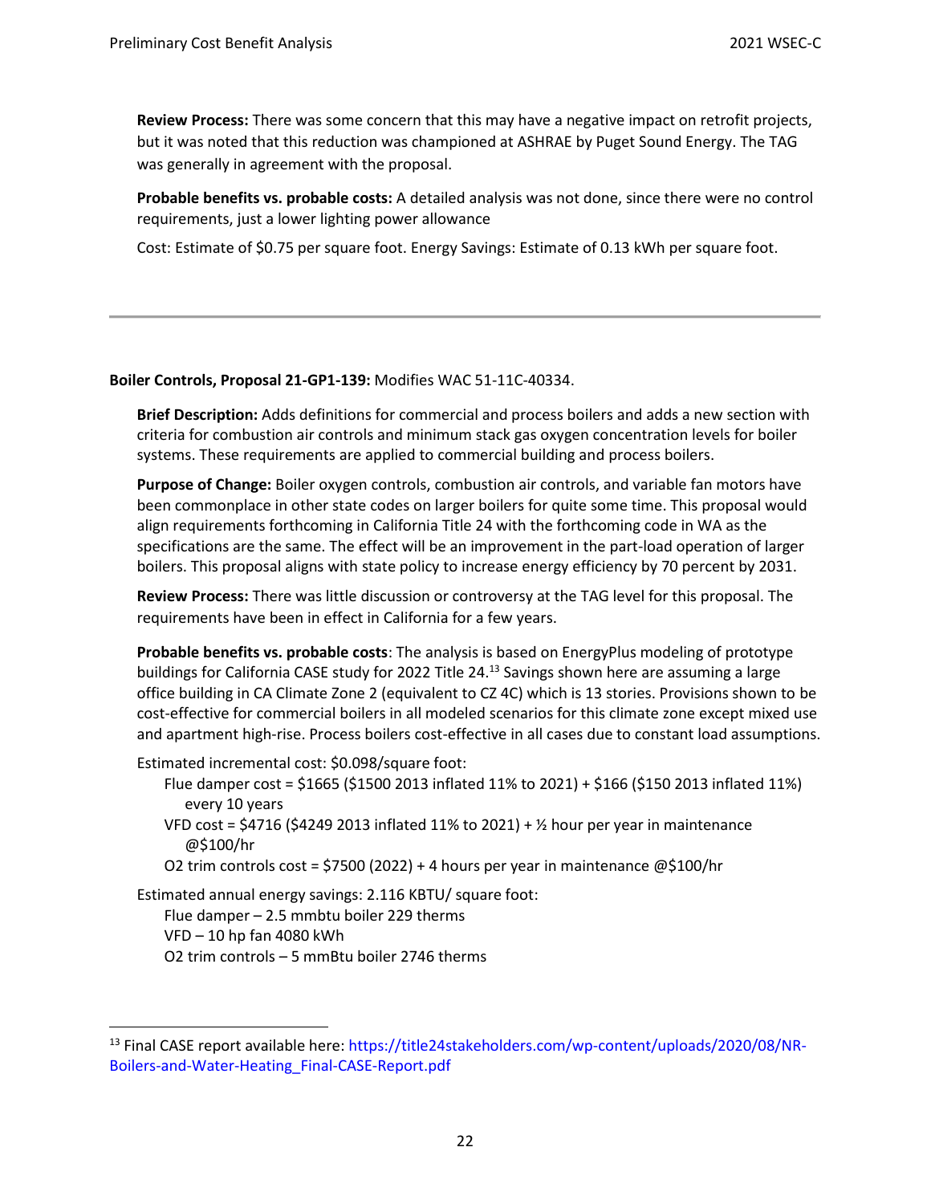**Review Process:** There was some concern that this may have a negative impact on retrofit projects, but it was noted that this reduction was championed at ASHRAE by Puget Sound Energy. The TAG was generally in agreement with the proposal.

**Probable benefits vs. probable costs:** A detailed analysis was not done, since there were no control requirements, just a lower lighting power allowance

Cost: Estimate of $0.75 per square foot. Energy Savings: Estimate of 0.13 kWh per square foot.

---

**Boiler Controls, Proposal 21-GP1-139:** Modifies WAC 51-11C-40334.

**Brief Description:** Adds definitions for commercial and process boilers and adds a new section with criteria for combustion air controls and minimum stack gas oxygen concentration levels for boiler systems. These requirements are applied to commercial building and process boilers.

**Purpose of Change:** Boiler oxygen controls, combustion air controls, and variable fan motors have been commonplace in other state codes on larger boilers for quite some time. This proposal would align requirements forthcoming in California Title 24 with the forthcoming code in WA as the specifications are the same. The effect will be an improvement in the part-load operation of larger boilers. This proposal aligns with state policy to increase energy efficiency by 70 percent by 2031.

**Review Process:** There was little discussion or controversy at the TAG level for this proposal. The requirements have been in effect in California for a few years.

**Probable benefits vs. probable costs**: The analysis is based on EnergyPlus modeling of prototype buildings for California CASE study for 2022 Title 24.[13] Savings shown here are assuming a large office building in CA Climate Zone 2 (equivalent to CZ 4C) which is 13 stories. Provisions shown to be cost-effective for commercial boilers in all modeled scenarios for this climate zone except mixed use and apartment high-rise. Process boilers cost-effective in all cases due to constant load assumptions.

Estimated incremental cost: $0.098/square foot:

- Flue damper cost = $1665 ($1500 2013 inflated 11% to 2021) + $166 ($150 2013 inflated 11%) every 10 years
- VFD cost = $4716 ($4249 2013 inflated 11% to 2021) + ½ hour per year in maintenance @$100/hr
- O2 trim controls cost = $7500 (2022) + 4 hours per year in maintenance @$100/hr

Estimated annual energy savings: 2.116 KBTU/ square foot:

- Flue damper – 2.5 mmbtu boiler 229 therms
- VFD – 10 hp fan 4080 kWh
- O2 trim controls – 5 mmBtu boiler 2746 therms

[13] Final CASE report available here: https://title24stakeholders.com/wp-content/uploads/2020/08/NR-Boilers-and-Water-Heating_Final-CASE-Report.pdf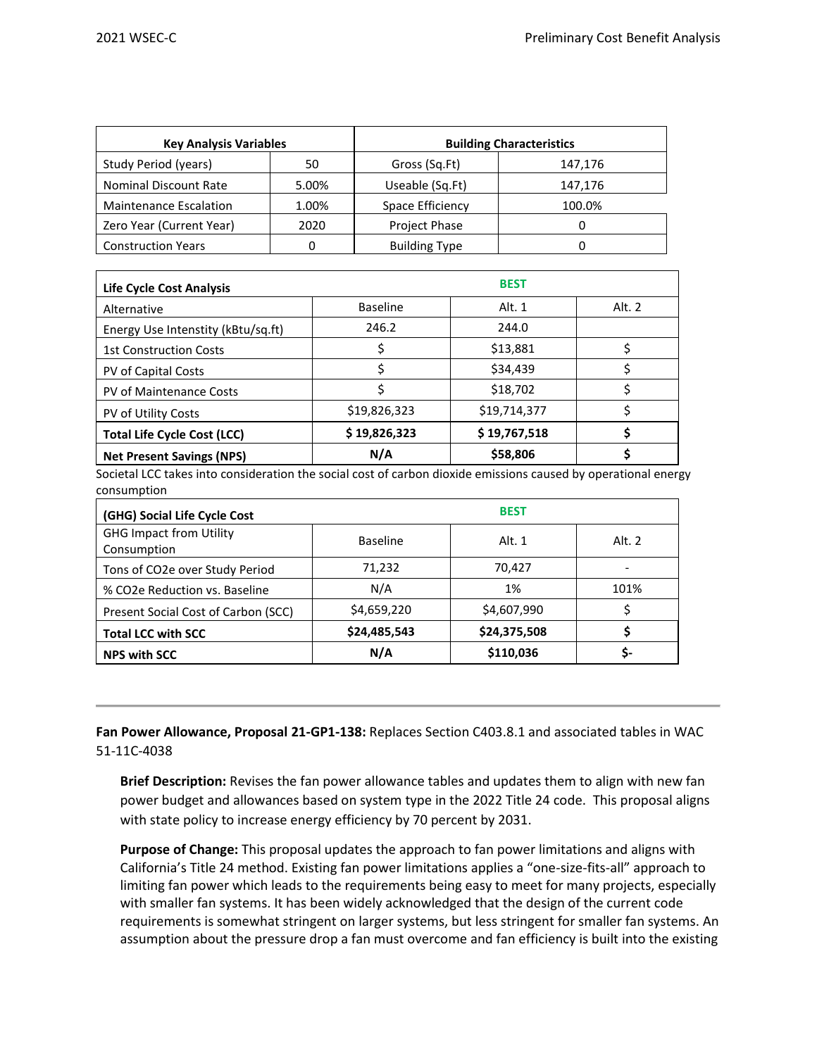| Key Analysis Variables | | Building Characteristics | |
|---|---|---|---|
| Study Period (years) | 50 | Gross (Sq.Ft) | 147,176 |
| Nominal Discount Rate | 5.00% | Useable (Sq.Ft) | 147,176 |
| Maintenance Escalation | 1.00% | Space Efficiency | 100.0% |
| Zero Year (Current Year) | 2020 | Project Phase | 0 |
| Construction Years | 0 | Building Type | 0 |

| Life Cycle Cost Analysis | | BEST | |
|---|---|---|---|
| Alternative | Baseline | Alt. 1 | Alt. 2 |
| Energy Use Intensity (kBtu/sq.ft) | 246.2 | 244.0 | |
| 1st Construction Costs | $ | $13,881 | $ |
| PV of Capital Costs | $ | $34,439 | $ |
| PV of Maintenance Costs | $ | $18,702 | $ |
| PV of Utility Costs | $19,826,323 | $19,714,377 | $ |
| **Total Life Cycle Cost (LCC)** | **$ 19,826,323** | **$ 19,767,518** | **$** |
| **Net Present Savings (NPS)** | **N/A** | **$58,806** | **$** |

Societal LCC takes into consideration the social cost of carbon dioxide emissions caused by operational energy consumption

| (GHG) Social Life Cycle Cost | | BEST | |
|---|---|---|---|
| GHG Impact from Utility Consumption | Baseline | Alt. 1 | Alt. 2 |
| Tons of CO2e over Study Period | 71,232 | 70,427 | - |
| % CO2e Reduction vs. Baseline | N/A | 1% | 101% |
| Present Social Cost of Carbon (SCC) | $4,659,220 | $4,607,990 | $ |
| **Total LCC with SCC** | **$24,485,543** | **$24,375,508** | **$** |
| **NPS with SCC** | **N/A** | **$110,036** | **$-** |

---

**Fan Power Allowance, Proposal 21-GP1-138:** Replaces Section C403.8.1 and associated tables in WAC 51-11C-4038

**Brief Description:** Revises the fan power allowance tables and updates them to align with new fan power budget and allowances based on system type in the 2022 Title 24 code. This proposal aligns with state policy to increase energy efficiency by 70 percent by 2031.

**Purpose of Change:** This proposal updates the approach to fan power limitations and aligns with California's Title 24 method. Existing fan power limitations applies a "one-size-fits-all" approach to limiting fan power which leads to the requirements being easy to meet for many projects, especially with smaller fan systems. It has been widely acknowledged that the design of the current code requirements is somewhat stringent on larger systems, but less stringent for smaller fan systems. An assumption about the pressure drop a fan must overcome and fan efficiency is built into the existing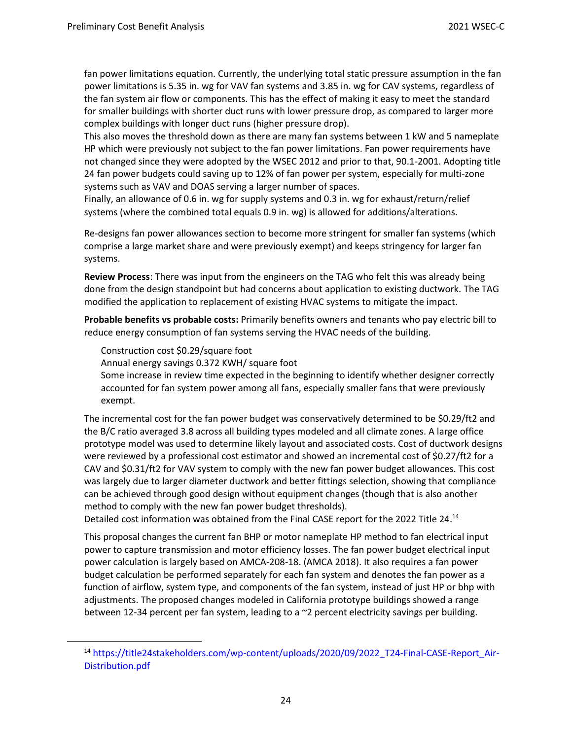fan power limitations equation. Currently, the underlying total static pressure assumption in the fan power limitations is 5.35 in. wg for VAV fan systems and 3.85 in. wg for CAV systems, regardless of the fan system air flow or components. This has the effect of making it easy to meet the standard for smaller buildings with shorter duct runs with lower pressure drop, as compared to larger more complex buildings with longer duct runs (higher pressure drop).
This also moves the threshold down as there are many fan systems between 1 kW and 5 nameplate HP which were previously not subject to the fan power limitations. Fan power requirements have not changed since they were adopted by the WSEC 2012 and prior to that, 90.1-2001. Adopting title 24 fan power budgets could saving up to 12% of fan power per system, especially for multi-zone systems such as VAV and DOAS serving a larger number of spaces.
Finally, an allowance of 0.6 in. wg for supply systems and 0.3 in. wg for exhaust/return/relief systems (where the combined total equals 0.9 in. wg) is allowed for additions/alterations.

Re-designs fan power allowances section to become more stringent for smaller fan systems (which comprise a large market share and were previously exempt) and keeps stringency for larger fan systems.

**Review Process**: There was input from the engineers on the TAG who felt this was already being done from the design standpoint but had concerns about application to existing ductwork. The TAG modified the application to replacement of existing HVAC systems to mitigate the impact.

**Probable benefits vs probable costs:** Primarily benefits owners and tenants who pay electric bill to reduce energy consumption of fan systems serving the HVAC needs of the building.

Construction cost \$0.29/square foot
Annual energy savings 0.372 KWH/ square foot
Some increase in review time expected in the beginning to identify whether designer correctly accounted for fan system power among all fans, especially smaller fans that were previously exempt.

The incremental cost for the fan power budget was conservatively determined to be \$0.29/ft2 and the B/C ratio averaged 3.8 across all building types modeled and all climate zones. A large office prototype model was used to determine likely layout and associated costs. Cost of ductwork designs were reviewed by a professional cost estimator and showed an incremental cost of \$0.27/ft2 for a CAV and \$0.31/ft2 for VAV system to comply with the new fan power budget allowances. This cost was largely due to larger diameter ductwork and better fittings selection, showing that compliance can be achieved through good design without equipment changes (though that is also another method to comply with the new fan power budget thresholds).
Detailed cost information was obtained from the Final CASE report for the 2022 Title 24.[14]

This proposal changes the current fan BHP or motor nameplate HP method to fan electrical input power to capture transmission and motor efficiency losses. The fan power budget electrical input power calculation is largely based on AMCA-208-18. (AMCA 2018). It also requires a fan power budget calculation be performed separately for each fan system and denotes the fan power as a function of airflow, system type, and components of the fan system, instead of just HP or bhp with adjustments. The proposed changes modeled in California prototype buildings showed a range between 12-34 percent per fan system, leading to a ~2 percent electricity savings per building.

[14] https://title24stakeholders.com/wp-content/uploads/2020/09/2022_T24-Final-CASE-Report_Air-Distribution.pdf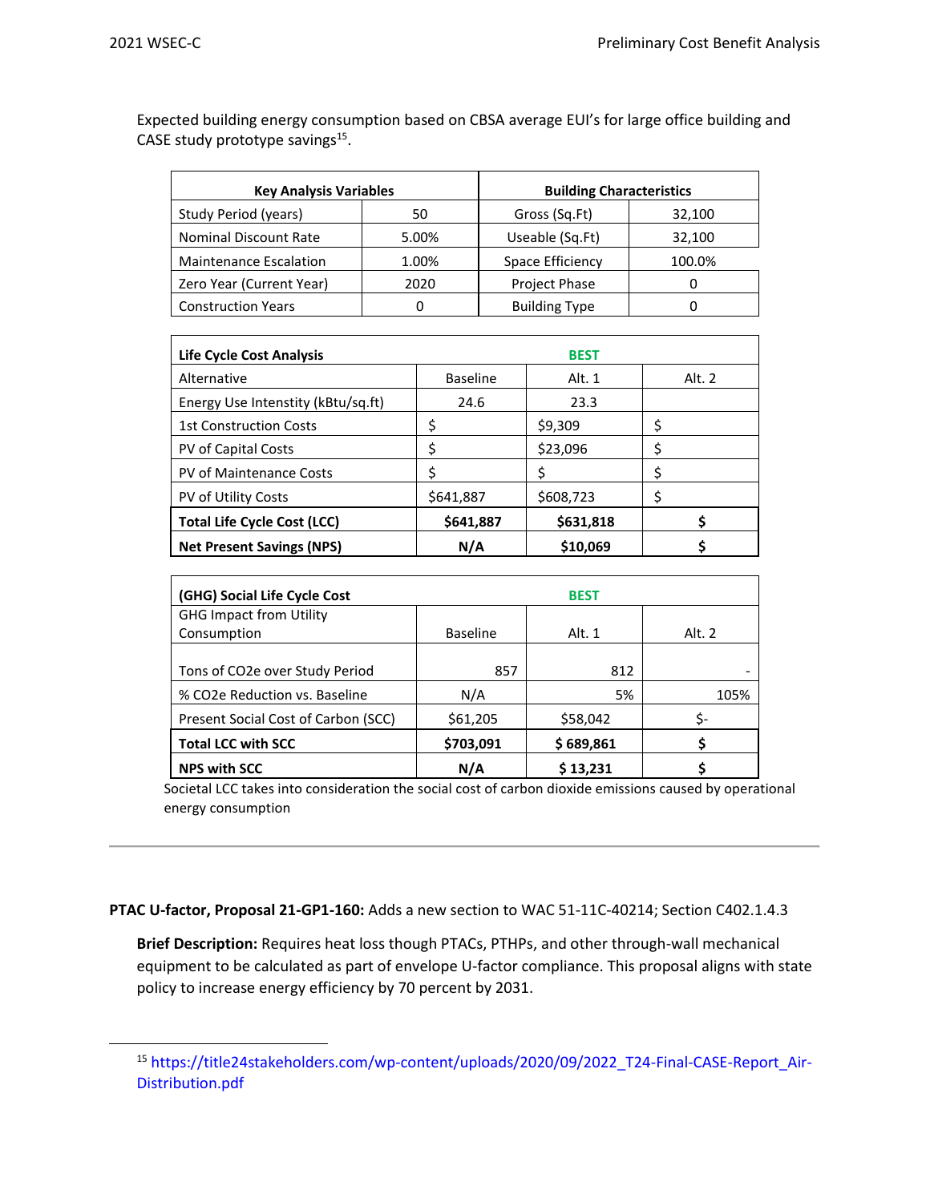Expected building energy consumption based on CBSA average EUI's for large office building and CASE study prototype savings[15].

| Key Analysis Variables | | Building Characteristics | |
|---|---|---|---|
| Study Period (years) | 50 | Gross (Sq.Ft) | 32,100 |
| Nominal Discount Rate | 5.00% | Useable (Sq.Ft) | 32,100 |
| Maintenance Escalation | 1.00% | Space Efficiency | 100.0% |
| Zero Year (Current Year) | 2020 | Project Phase | 0 |
| Construction Years | 0 | Building Type | 0 |

| **Life Cycle Cost Analysis** | | BEST | |
|---|---|---|---|
| Alternative | Baseline | Alt. 1 | Alt. 2 |
| Energy Use Intensity (kBtu/sq.ft) | 24.6 | 23.3 | |
| 1st Construction Costs | $ | $9,309 | $ |
| PV of Capital Costs | $ | $23,096 | $ |
| PV of Maintenance Costs | $ | $ | $ |
| PV of Utility Costs | $641,887 | $608,723 | $ |
| **Total Life Cycle Cost (LCC)** | **$641,887** | **$631,818** | **$** |
| **Net Present Savings (NPS)** | **N/A** | **$10,069** | **$** |

| **(GHG) Social Life Cycle Cost** | | BEST | |
|---|---|---|---|
| GHG Impact from Utility Consumption | Baseline | Alt. 1 | Alt. 2 |
| Tons of CO2e over Study Period | 857 | 812 | - |
| % CO2e Reduction vs. Baseline | N/A | 5% | 105% |
| Present Social Cost of Carbon (SCC) | $61,205 | $58,042 | $- |
| **Total LCC with SCC** | **$703,091** | **$ 689,861** | **$** |
| **NPS with SCC** | **N/A** | **$ 13,231** | **$** |

Societal LCC takes into consideration the social cost of carbon dioxide emissions caused by operational energy consumption

---

**PTAC U-factor, Proposal 21-GP1-160:** Adds a new section to WAC 51-11C-40214; Section C402.1.4.3

**Brief Description:** Requires heat loss though PTACs, PTHPs, and other through-wall mechanical equipment to be calculated as part of envelope U-factor compliance. This proposal aligns with state policy to increase energy efficiency by 70 percent by 2031.

---

[15] https://title24stakeholders.com/wp-content/uploads/2020/09/2022_T24-Final-CASE-Report_Air-Distribution.pdf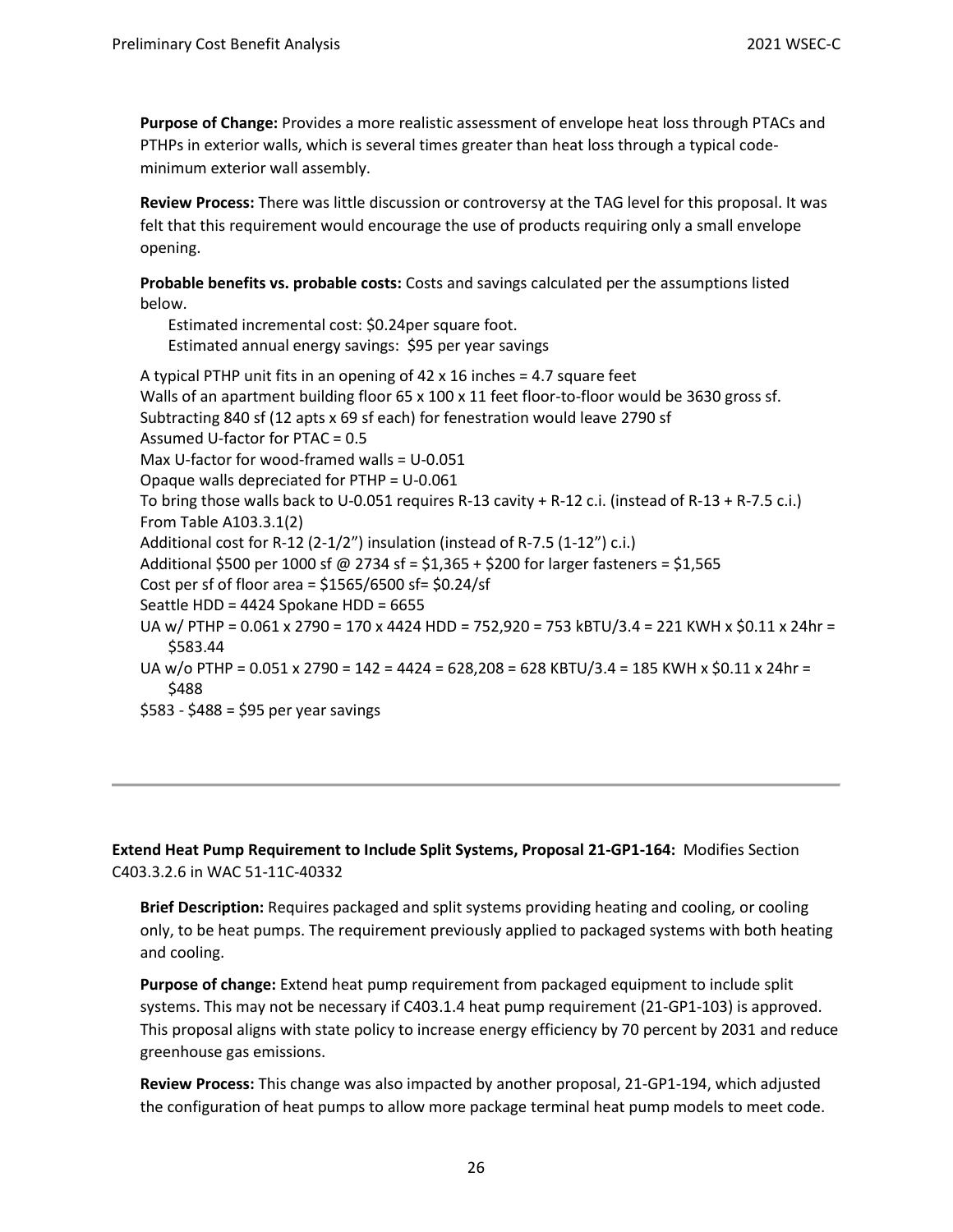**Purpose of Change:** Provides a more realistic assessment of envelope heat loss through PTACs and PTHPs in exterior walls, which is several times greater than heat loss through a typical code-minimum exterior wall assembly.

**Review Process:** There was little discussion or controversy at the TAG level for this proposal. It was felt that this requirement would encourage the use of products requiring only a small envelope opening.

**Probable benefits vs. probable costs:** Costs and savings calculated per the assumptions listed below.

Estimated incremental cost: $0.24per square foot.
Estimated annual energy savings: $95 per year savings

A typical PTHP unit fits in an opening of 42 x 16 inches = 4.7 square feet
Walls of an apartment building floor 65 x 100 x 11 feet floor-to-floor would be 3630 gross sf.
Subtracting 840 sf (12 apts x 69 sf each) for fenestration would leave 2790 sf
Assumed U-factor for PTAC = 0.5
Max U-factor for wood-framed walls = U-0.051
Opaque walls depreciated for PTHP = U-0.061
To bring those walls back to U-0.051 requires R-13 cavity + R-12 c.i. (instead of R-13 + R-7.5 c.i.) From Table A103.3.1(2)
Additional cost for R-12 (2-1/2") insulation (instead of R-7.5 (1-12") c.i.)
Additional $500 per 1000 sf @ 2734 sf = $1,365 + $200 for larger fasteners = $1,565
Cost per sf of floor area = $1565/6500 sf= $0.24/sf
Seattle HDD = 4424 Spokane HDD = 6655
UA w/ PTHP = 0.061 x 2790 = 170 x 4424 HDD = 752,920 = 753 kBTU/3.4 = 221 KWH x $0.11 x 24hr = $583.44
UA w/o PTHP = 0.051 x 2790 = 142 = 4424 = 628,208 = 628 KBTU/3.4 = 185 KWH x $0.11 x 24hr = $488
$583 - $488 = $95 per year savings

---

**Extend Heat Pump Requirement to Include Split Systems, Proposal 21-GP1-164:** Modifies Section C403.3.2.6 in WAC 51-11C-40332

**Brief Description:** Requires packaged and split systems providing heating and cooling, or cooling only, to be heat pumps. The requirement previously applied to packaged systems with both heating and cooling.

**Purpose of change:** Extend heat pump requirement from packaged equipment to include split systems. This may not be necessary if C403.1.4 heat pump requirement (21-GP1-103) is approved. This proposal aligns with state policy to increase energy efficiency by 70 percent by 2031 and reduce greenhouse gas emissions.

**Review Process:** This change was also impacted by another proposal, 21-GP1-194, which adjusted the configuration of heat pumps to allow more package terminal heat pump models to meet code.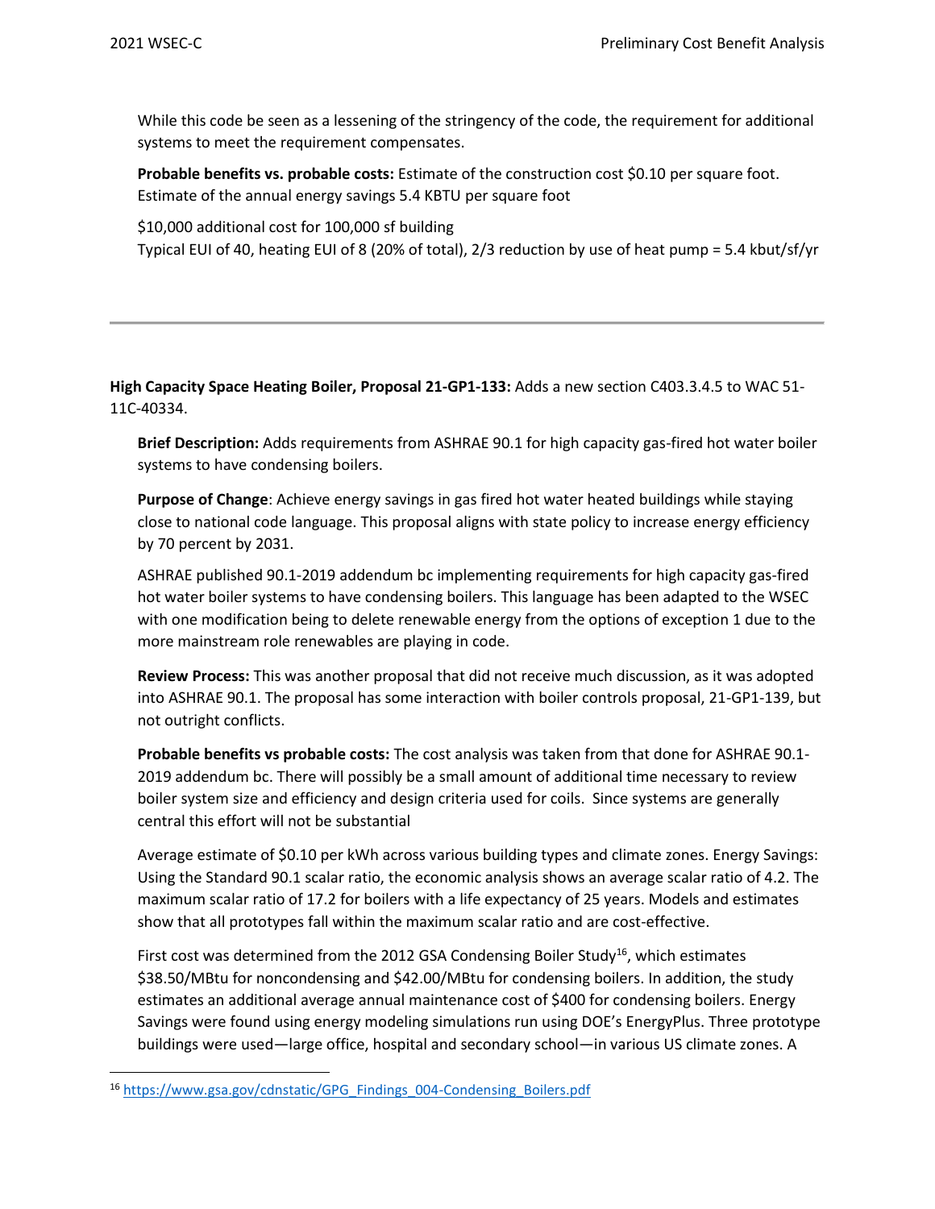While this code be seen as a lessening of the stringency of the code, the requirement for additional systems to meet the requirement compensates.

**Probable benefits vs. probable costs:** Estimate of the construction cost $0.10 per square foot. Estimate of the annual energy savings 5.4 KBTU per square foot

$10,000 additional cost for 100,000 sf building
Typical EUI of 40, heating EUI of 8 (20% of total), 2/3 reduction by use of heat pump = 5.4 kbut/sf/yr

---

**High Capacity Space Heating Boiler, Proposal 21-GP1-133:** Adds a new section C403.3.4.5 to WAC 51-11C-40334.

**Brief Description:** Adds requirements from ASHRAE 90.1 for high capacity gas-fired hot water boiler systems to have condensing boilers.

**Purpose of Change**: Achieve energy savings in gas fired hot water heated buildings while staying close to national code language. This proposal aligns with state policy to increase energy efficiency by 70 percent by 2031.

ASHRAE published 90.1-2019 addendum bc implementing requirements for high capacity gas-fired hot water boiler systems to have condensing boilers. This language has been adapted to the WSEC with one modification being to delete renewable energy from the options of exception 1 due to the more mainstream role renewables are playing in code.

**Review Process:** This was another proposal that did not receive much discussion, as it was adopted into ASHRAE 90.1. The proposal has some interaction with boiler controls proposal, 21-GP1-139, but not outright conflicts.

**Probable benefits vs probable costs:** The cost analysis was taken from that done for ASHRAE 90.1-2019 addendum bc. There will possibly be a small amount of additional time necessary to review boiler system size and efficiency and design criteria used for coils. Since systems are generally central this effort will not be substantial

Average estimate of $0.10 per kWh across various building types and climate zones. Energy Savings: Using the Standard 90.1 scalar ratio, the economic analysis shows an average scalar ratio of 4.2. The maximum scalar ratio of 17.2 for boilers with a life expectancy of 25 years. Models and estimates show that all prototypes fall within the maximum scalar ratio and are cost-effective.

First cost was determined from the 2012 GSA Condensing Boiler Study[16], which estimates $38.50/MBtu for noncondensing and $42.00/MBtu for condensing boilers. In addition, the study estimates an additional average annual maintenance cost of $400 for condensing boilers. Energy Savings were found using energy modeling simulations run using DOE's EnergyPlus. Three prototype buildings were used—large office, hospital and secondary school—in various US climate zones. A

[16] https://www.gsa.gov/cdnstatic/GPG_Findings_004-Condensing_Boilers.pdf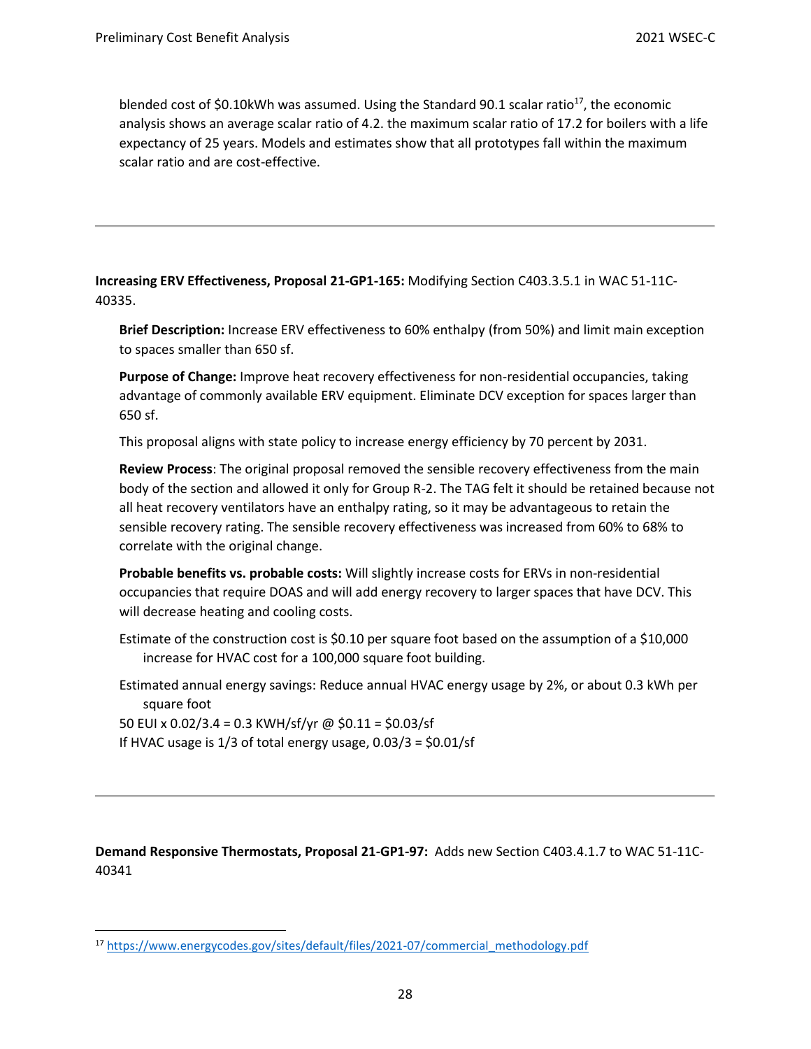blended cost of \$0.10kWh was assumed. Using the Standard 90.1 scalar ratio[17], the economic analysis shows an average scalar ratio of 4.2. the maximum scalar ratio of 17.2 for boilers with a life expectancy of 25 years. Models and estimates show that all prototypes fall within the maximum scalar ratio and are cost-effective.

---

**Increasing ERV Effectiveness, Proposal 21-GP1-165:** Modifying Section C403.3.5.1 in WAC 51-11C-40335.

**Brief Description:** Increase ERV effectiveness to 60% enthalpy (from 50%) and limit main exception to spaces smaller than 650 sf.

**Purpose of Change:** Improve heat recovery effectiveness for non-residential occupancies, taking advantage of commonly available ERV equipment. Eliminate DCV exception for spaces larger than 650 sf.

This proposal aligns with state policy to increase energy efficiency by 70 percent by 2031.

**Review Process**: The original proposal removed the sensible recovery effectiveness from the main body of the section and allowed it only for Group R-2. The TAG felt it should be retained because not all heat recovery ventilators have an enthalpy rating, so it may be advantageous to retain the sensible recovery rating. The sensible recovery effectiveness was increased from 60% to 68% to correlate with the original change.

**Probable benefits vs. probable costs:** Will slightly increase costs for ERVs in non-residential occupancies that require DOAS and will add energy recovery to larger spaces that have DCV. This will decrease heating and cooling costs.

Estimate of the construction cost is \$0.10 per square foot based on the assumption of a \$10,000 increase for HVAC cost for a 100,000 square foot building.

Estimated annual energy savings: Reduce annual HVAC energy usage by 2%, or about 0.3 kWh per square foot

50 EUI x 0.02/3.4 = 0.3 KWH/sf/yr @ \$0.11 = \$0.03/sf

If HVAC usage is 1/3 of total energy usage, 0.03/3 = \$0.01/sf

---

**Demand Responsive Thermostats, Proposal 21-GP1-97:** Adds new Section C403.4.1.7 to WAC 51-11C-40341

[17] https://www.energycodes.gov/sites/default/files/2021-07/commercial_methodology.pdf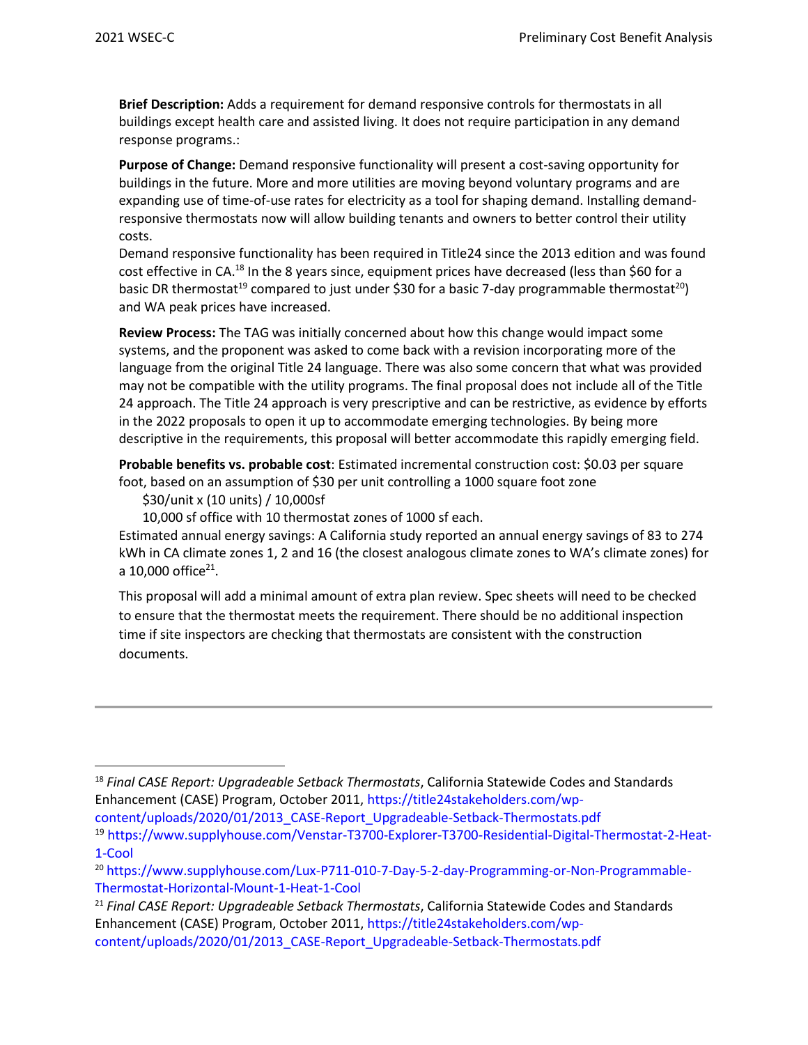**Brief Description:** Adds a requirement for demand responsive controls for thermostats in all buildings except health care and assisted living. It does not require participation in any demand response programs.:

**Purpose of Change:** Demand responsive functionality will present a cost-saving opportunity for buildings in the future. More and more utilities are moving beyond voluntary programs and are expanding use of time-of-use rates for electricity as a tool for shaping demand. Installing demand-responsive thermostats now will allow building tenants and owners to better control their utility costs.

Demand responsive functionality has been required in Title24 since the 2013 edition and was found cost effective in CA.[18] In the 8 years since, equipment prices have decreased (less than $60 for a basic DR thermostat[19] compared to just under $30 for a basic 7-day programmable thermostat[20]) and WA peak prices have increased.

**Review Process:** The TAG was initially concerned about how this change would impact some systems, and the proponent was asked to come back with a revision incorporating more of the language from the original Title 24 language. There was also some concern that what was provided may not be compatible with the utility programs. The final proposal does not include all of the Title 24 approach. The Title 24 approach is very prescriptive and can be restrictive, as evidence by efforts in the 2022 proposals to open it up to accommodate emerging technologies. By being more descriptive in the requirements, this proposal will better accommodate this rapidly emerging field.

**Probable benefits vs. probable cost**: Estimated incremental construction cost: $0.03 per square foot, based on an assumption of $30 per unit controlling a 1000 square foot zone

$30/unit x (10 units) / 10,000sf

10,000 sf office with 10 thermostat zones of 1000 sf each.

Estimated annual energy savings: A California study reported an annual energy savings of 83 to 274 kWh in CA climate zones 1, 2 and 16 (the closest analogous climate zones to WA's climate zones) for a 10,000 office[21].

This proposal will add a minimal amount of extra plan review. Spec sheets will need to be checked to ensure that the thermostat meets the requirement. There should be no additional inspection time if site inspectors are checking that thermostats are consistent with the construction documents.

---

[18] *Final CASE Report: Upgradeable Setback Thermostats*, California Statewide Codes and Standards Enhancement (CASE) Program, October 2011, https://title24stakeholders.com/wp-content/uploads/2020/01/2013_CASE-Report_Upgradeable-Setback-Thermostats.pdf

[19] https://www.supplyhouse.com/Venstar-T3700-Explorer-T3700-Residential-Digital-Thermostat-2-Heat-1-Cool

[20] https://www.supplyhouse.com/Lux-P711-010-7-Day-5-2-day-Programming-or-Non-Programmable-Thermostat-Horizontal-Mount-1-Heat-1-Cool

[21] *Final CASE Report: Upgradeable Setback Thermostats*, California Statewide Codes and Standards Enhancement (CASE) Program, October 2011, https://title24stakeholders.com/wp-content/uploads/2020/01/2013_CASE-Report_Upgradeable-Setback-Thermostats.pdf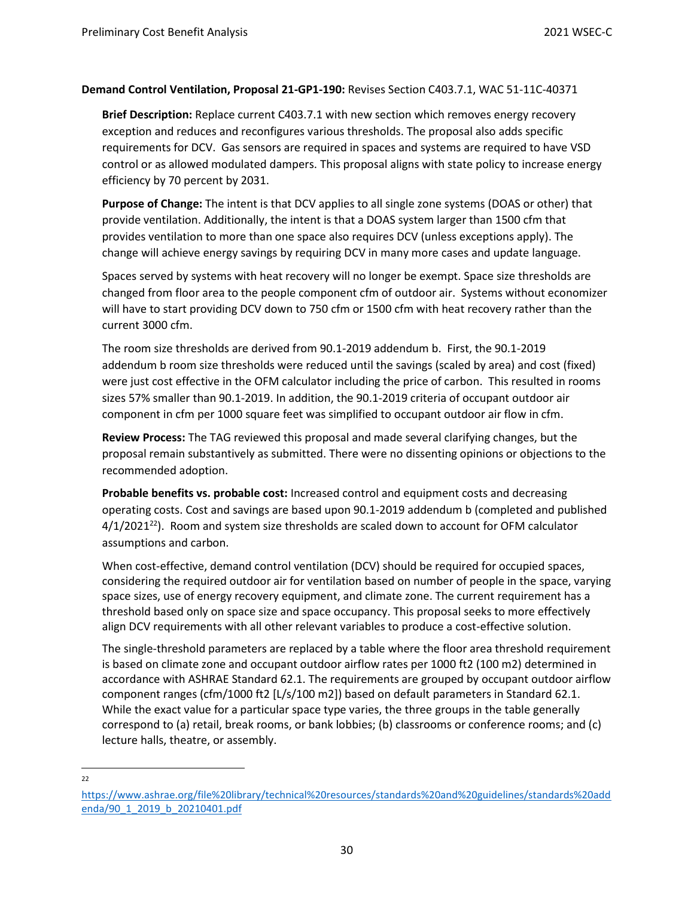**Demand Control Ventilation, Proposal 21-GP1-190:** Revises Section C403.7.1, WAC 51-11C-40371

**Brief Description:** Replace current C403.7.1 with new section which removes energy recovery exception and reduces and reconfigures various thresholds. The proposal also adds specific requirements for DCV. Gas sensors are required in spaces and systems are required to have VSD control or as allowed modulated dampers. This proposal aligns with state policy to increase energy efficiency by 70 percent by 2031.

**Purpose of Change:** The intent is that DCV applies to all single zone systems (DOAS or other) that provide ventilation. Additionally, the intent is that a DOAS system larger than 1500 cfm that provides ventilation to more than one space also requires DCV (unless exceptions apply). The change will achieve energy savings by requiring DCV in many more cases and update language.

Spaces served by systems with heat recovery will no longer be exempt. Space size thresholds are changed from floor area to the people component cfm of outdoor air. Systems without economizer will have to start providing DCV down to 750 cfm or 1500 cfm with heat recovery rather than the current 3000 cfm.

The room size thresholds are derived from 90.1-2019 addendum b. First, the 90.1-2019 addendum b room size thresholds were reduced until the savings (scaled by area) and cost (fixed) were just cost effective in the OFM calculator including the price of carbon. This resulted in rooms sizes 57% smaller than 90.1-2019. In addition, the 90.1-2019 criteria of occupant outdoor air component in cfm per 1000 square feet was simplified to occupant outdoor air flow in cfm.

**Review Process:** The TAG reviewed this proposal and made several clarifying changes, but the proposal remain substantively as submitted. There were no dissenting opinions or objections to the recommended adoption.

**Probable benefits vs. probable cost:** Increased control and equipment costs and decreasing operating costs. Cost and savings are based upon 90.1-2019 addendum b (completed and published 4/1/2021[22]). Room and system size thresholds are scaled down to account for OFM calculator assumptions and carbon.

When cost-effective, demand control ventilation (DCV) should be required for occupied spaces, considering the required outdoor air for ventilation based on number of people in the space, varying space sizes, use of energy recovery equipment, and climate zone. The current requirement has a threshold based only on space size and space occupancy. This proposal seeks to more effectively align DCV requirements with all other relevant variables to produce a cost-effective solution.

The single-threshold parameters are replaced by a table where the floor area threshold requirement is based on climate zone and occupant outdoor airflow rates per 1000 ft2 (100 m2) determined in accordance with ASHRAE Standard 62.1. The requirements are grouped by occupant outdoor airflow component ranges (cfm/1000 ft2 [L/s/100 m2]) based on default parameters in Standard 62.1. While the exact value for a particular space type varies, the three groups in the table generally correspond to (a) retail, break rooms, or bank lobbies; (b) classrooms or conference rooms; and (c) lecture halls, theatre, or assembly.

---

[22] https://www.ashrae.org/file%20library/technical%20resources/standards%20and%20guidelines/standards%20addenda/90_1_2019_b_20210401.pdf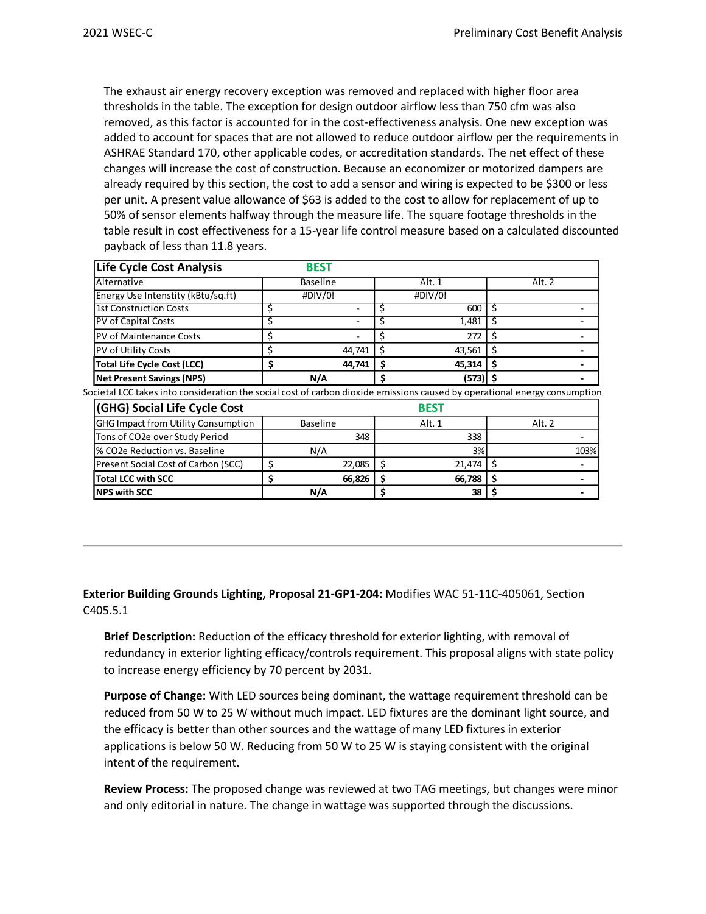The exhaust air energy recovery exception was removed and replaced with higher floor area thresholds in the table. The exception for design outdoor airflow less than 750 cfm was also removed, as this factor is accounted for in the cost-effectiveness analysis. One new exception was added to account for spaces that are not allowed to reduce outdoor airflow per the requirements in ASHRAE Standard 170, other applicable codes, or accreditation standards. The net effect of these changes will increase the cost of construction. Because an economizer or motorized dampers are already required by this section, the cost to add a sensor and wiring is expected to be $300 or less per unit. A present value allowance of $63 is added to the cost to allow for replacement of up to 50% of sensor elements halfway through the measure life. The square footage thresholds in the table result in cost effectiveness for a 15-year life control measure based on a calculated discounted payback of less than 11.8 years.

| **Life Cycle Cost Analysis** | **BEST** | | |
|---|---|---|---|
| Alternative | Baseline | Alt. 1 | Alt. 2 |
| Energy Use Intenstity (kBtu/sq.ft) | #DIV/0! | #DIV/0! | |
| 1st Construction Costs | $ - | $ 600 | $ - |
| PV of Capital Costs | $ - | $ 1,481 | $ - |
| PV of Maintenance Costs | $ - | $ 272 | $ - |
| PV of Utility Costs | $ 44,741 | $ 43,561 | $ - |
| **Total Life Cycle Cost (LCC)** | **$ 44,741** | **$ 45,314** | **$ -** |
| **Net Present Savings (NPS)** | **N/A** | **$ (573)** | **$ -** |

Societal LCC takes into consideration the social cost of carbon dioxide emissions caused by operational energy consumption

| **(GHG) Social Life Cycle Cost** | | **BEST** | |
|---|---|---|---|
| GHG Impact from Utility Consumption | Baseline | Alt. 1 | Alt. 2 |
| Tons of CO2e over Study Period | 348 | 338 | - |
| % CO2e Reduction vs. Baseline | N/A | 3% | 103% |
| Present Social Cost of Carbon (SCC) | $ 22,085 | $ 21,474 | $ - |
| **Total LCC with SCC** | **$ 66,826** | **$ 66,788** | **$ -** |
| **NPS with SCC** | **N/A** | **$ 38** | **$ -** |

---

**Exterior Building Grounds Lighting, Proposal 21-GP1-204:** Modifies WAC 51-11C-405061, Section C405.5.1

**Brief Description:** Reduction of the efficacy threshold for exterior lighting, with removal of redundancy in exterior lighting efficacy/controls requirement. This proposal aligns with state policy to increase energy efficiency by 70 percent by 2031.

**Purpose of Change:** With LED sources being dominant, the wattage requirement threshold can be reduced from 50 W to 25 W without much impact. LED fixtures are the dominant light source, and the efficacy is better than other sources and the wattage of many LED fixtures in exterior applications is below 50 W. Reducing from 50 W to 25 W is staying consistent with the original intent of the requirement.

**Review Process:** The proposed change was reviewed at two TAG meetings, but changes were minor and only editorial in nature. The change in wattage was supported through the discussions.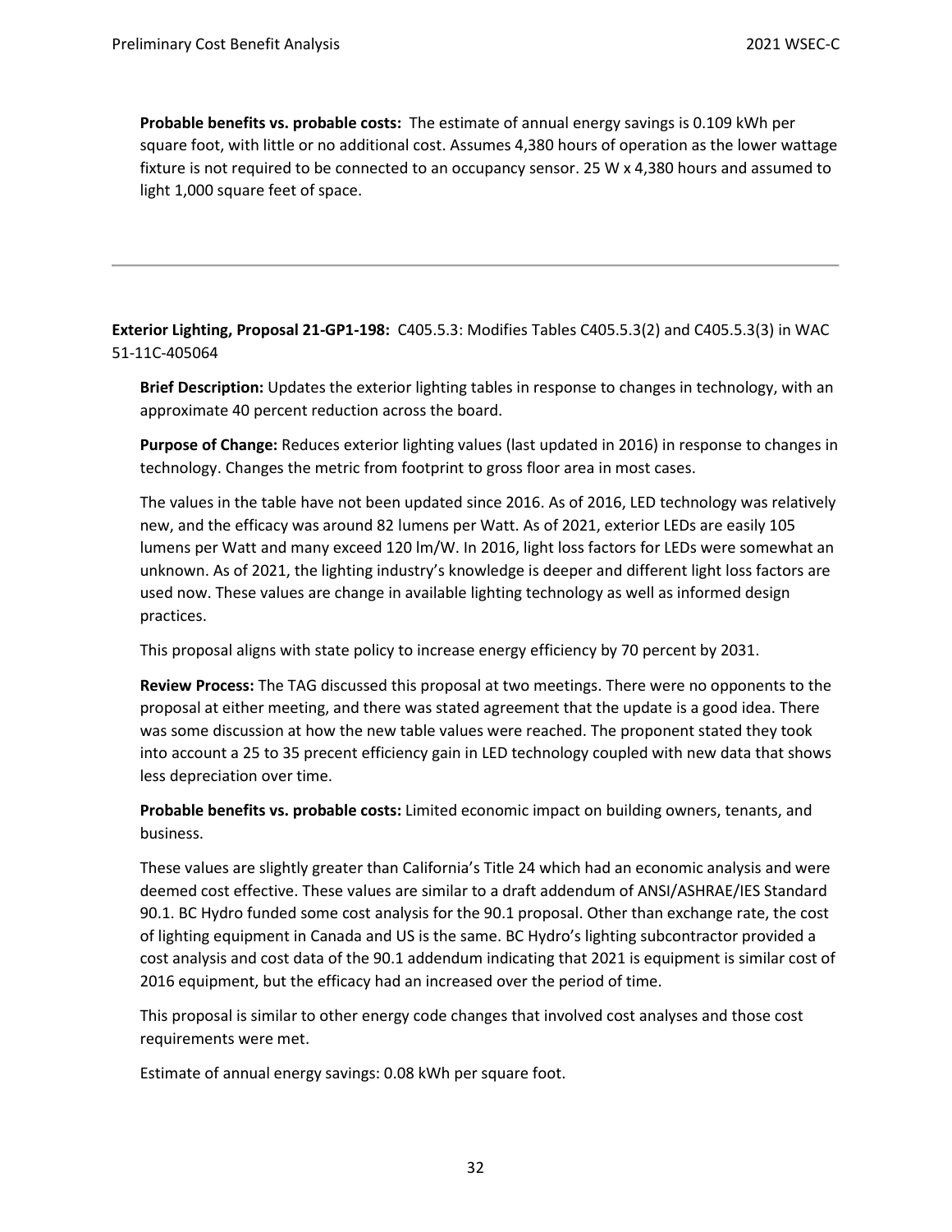**Probable benefits vs. probable costs:** The estimate of annual energy savings is 0.109 kWh per square foot, with little or no additional cost. Assumes 4,380 hours of operation as the lower wattage fixture is not required to be connected to an occupancy sensor. 25 W x 4,380 hours and assumed to light 1,000 square feet of space.

---

**Exterior Lighting, Proposal 21-GP1-198:** C405.5.3: Modifies Tables C405.5.3(2) and C405.5.3(3) in WAC 51-11C-405064

**Brief Description:** Updates the exterior lighting tables in response to changes in technology, with an approximate 40 percent reduction across the board.

**Purpose of Change:** Reduces exterior lighting values (last updated in 2016) in response to changes in technology. Changes the metric from footprint to gross floor area in most cases.

The values in the table have not been updated since 2016. As of 2016, LED technology was relatively new, and the efficacy was around 82 lumens per Watt. As of 2021, exterior LEDs are easily 105 lumens per Watt and many exceed 120 lm/W. In 2016, light loss factors for LEDs were somewhat an unknown. As of 2021, the lighting industry's knowledge is deeper and different light loss factors are used now. These values are change in available lighting technology as well as informed design practices.

This proposal aligns with state policy to increase energy efficiency by 70 percent by 2031.

**Review Process:** The TAG discussed this proposal at two meetings. There were no opponents to the proposal at either meeting, and there was stated agreement that the update is a good idea. There was some discussion at how the new table values were reached. The proponent stated they took into account a 25 to 35 precent efficiency gain in LED technology coupled with new data that shows less depreciation over time.

**Probable benefits vs. probable costs:** Limited economic impact on building owners, tenants, and business.

These values are slightly greater than California's Title 24 which had an economic analysis and were deemed cost effective. These values are similar to a draft addendum of ANSI/ASHRAE/IES Standard 90.1. BC Hydro funded some cost analysis for the 90.1 proposal. Other than exchange rate, the cost of lighting equipment in Canada and US is the same. BC Hydro's lighting subcontractor provided a cost analysis and cost data of the 90.1 addendum indicating that 2021 is equipment is similar cost of 2016 equipment, but the efficacy had an increased over the period of time.

This proposal is similar to other energy code changes that involved cost analyses and those cost requirements were met.

Estimate of annual energy savings: 0.08 kWh per square foot.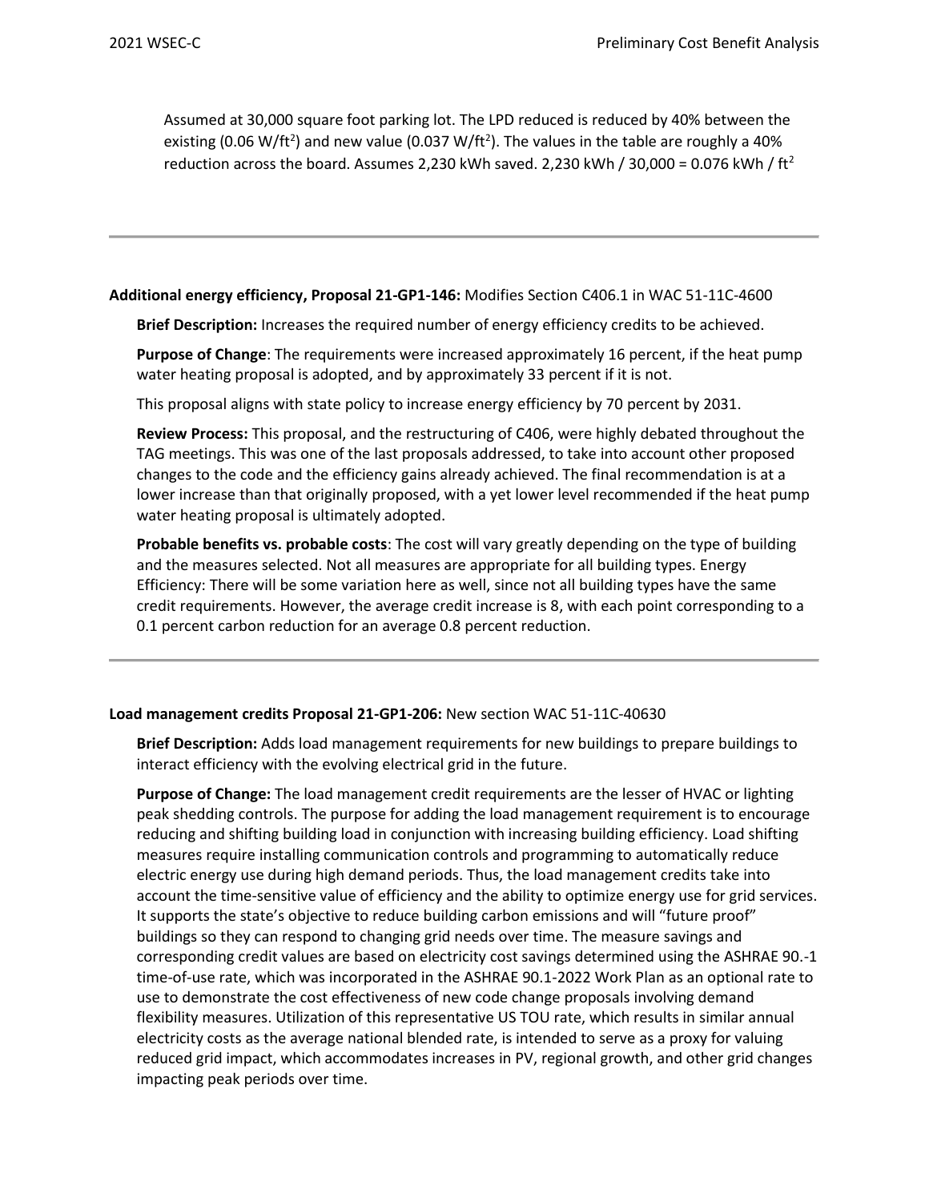Assumed at 30,000 square foot parking lot. The LPD reduced is reduced by 40% between the existing (0.06 W/ft$^2$) and new value (0.037 W/ft$^2$). The values in the table are roughly a 40% reduction across the board. Assumes 2,230 kWh saved. 2,230 kWh / 30,000 = 0.076 kWh / ft$^2$

---

**Additional energy efficiency, Proposal 21-GP1-146:** Modifies Section C406.1 in WAC 51-11C-4600

**Brief Description:** Increases the required number of energy efficiency credits to be achieved.

**Purpose of Change**: The requirements were increased approximately 16 percent, if the heat pump water heating proposal is adopted, and by approximately 33 percent if it is not.

This proposal aligns with state policy to increase energy efficiency by 70 percent by 2031.

**Review Process:** This proposal, and the restructuring of C406, were highly debated throughout the TAG meetings. This was one of the last proposals addressed, to take into account other proposed changes to the code and the efficiency gains already achieved. The final recommendation is at a lower increase than that originally proposed, with a yet lower level recommended if the heat pump water heating proposal is ultimately adopted.

**Probable benefits vs. probable costs**: The cost will vary greatly depending on the type of building and the measures selected. Not all measures are appropriate for all building types. Energy Efficiency: There will be some variation here as well, since not all building types have the same credit requirements. However, the average credit increase is 8, with each point corresponding to a 0.1 percent carbon reduction for an average 0.8 percent reduction.

---

**Load management credits Proposal 21-GP1-206:** New section WAC 51-11C-40630

**Brief Description:** Adds load management requirements for new buildings to prepare buildings to interact efficiency with the evolving electrical grid in the future.

**Purpose of Change:** The load management credit requirements are the lesser of HVAC or lighting peak shedding controls. The purpose for adding the load management requirement is to encourage reducing and shifting building load in conjunction with increasing building efficiency. Load shifting measures require installing communication controls and programming to automatically reduce electric energy use during high demand periods. Thus, the load management credits take into account the time-sensitive value of efficiency and the ability to optimize energy use for grid services. It supports the state's objective to reduce building carbon emissions and will "future proof" buildings so they can respond to changing grid needs over time. The measure savings and corresponding credit values are based on electricity cost savings determined using the ASHRAE 90.-1 time-of-use rate, which was incorporated in the ASHRAE 90.1-2022 Work Plan as an optional rate to use to demonstrate the cost effectiveness of new code change proposals involving demand flexibility measures. Utilization of this representative US TOU rate, which results in similar annual electricity costs as the average national blended rate, is intended to serve as a proxy for valuing reduced grid impact, which accommodates increases in PV, regional growth, and other grid changes impacting peak periods over time.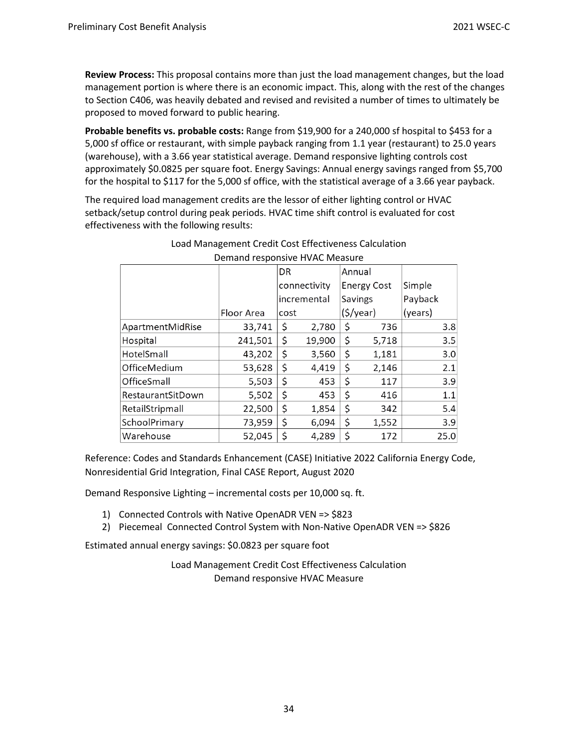**Review Process:** This proposal contains more than just the load management changes, but the load management portion is where there is an economic impact. This, along with the rest of the changes to Section C406, was heavily debated and revised and revisited a number of times to ultimately be proposed to moved forward to public hearing.

**Probable benefits vs. probable costs:** Range from $19,900 for a 240,000 sf hospital to $453 for a 5,000 sf office or restaurant, with simple payback ranging from 1.1 year (restaurant) to 25.0 years (warehouse), with a 3.66 year statistical average. Demand responsive lighting controls cost approximately $0.0825 per square foot. Energy Savings: Annual energy savings ranged from $5,700 for the hospital to $117 for the 5,000 sf office, with the statistical average of a 3.66 year payback.

The required load management credits are the lessor of either lighting control or HVAC setback/setup control during peak periods. HVAC time shift control is evaluated for cost effectiveness with the following results:

Load Management Credit Cost Effectiveness Calculation
Demand responsive HVAC Measure

| | Floor Area | DR connectivity incremental cost | Annual Energy Cost Savings ($/year) | Simple Payback (years) |
|---|---|---|---|---|
| ApartmentMidRise | 33,741 | $ 2,780 | $ 736 | 3.8 |
| Hospital | 241,501 | $ 19,900 | $ 5,718 | 3.5 |
| HotelSmall | 43,202 | $ 3,560 | $ 1,181 | 3.0 |
| OfficeMedium | 53,628 | $ 4,419 | $ 2,146 | 2.1 |
| OfficeSmall | 5,503 | $ 453 | $ 117 | 3.9 |
| RestaurantSitDown | 5,502 | $ 453 | $ 416 | 1.1 |
| RetailStripmall | 22,500 | $ 1,854 | $ 342 | 5.4 |
| SchoolPrimary | 73,959 | $ 6,094 | $ 1,552 | 3.9 |
| Warehouse | 52,045 | $ 4,289 | $ 172 | 25.0 |

Reference: Codes and Standards Enhancement (CASE) Initiative 2022 California Energy Code, Nonresidential Grid Integration, Final CASE Report, August 2020

Demand Responsive Lighting – incremental costs per 10,000 sq. ft.

1) Connected Controls with Native OpenADR VEN => $823
2) Piecemeal Connected Control System with Non-Native OpenADR VEN => $826

Estimated annual energy savings: $0.0823 per square foot

Load Management Credit Cost Effectiveness Calculation
Demand responsive HVAC Measure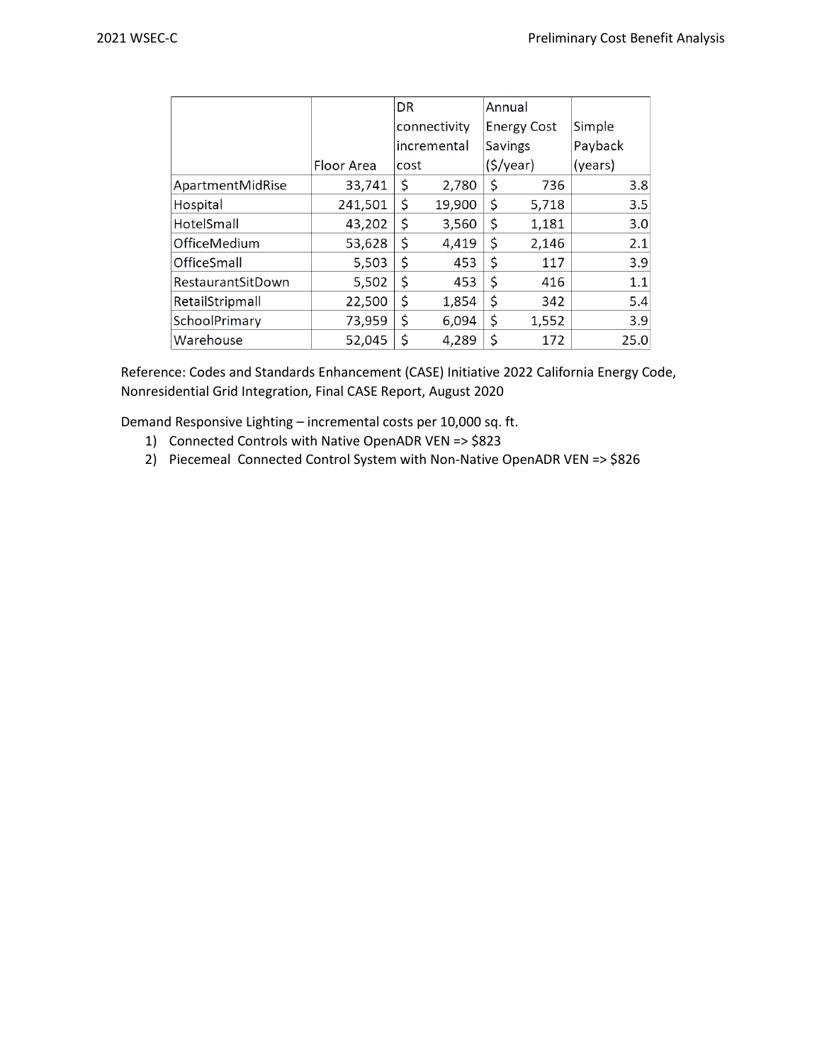| | Floor Area | DR connectivity incremental cost | Annual Energy Cost Savings ($/year) | Simple Payback (years) |
|---|---|---|---|---|
| ApartmentMidRise | 33,741 | $ 2,780 | $ 736 | 3.8 |
| Hospital | 241,501 | $ 19,900 | $ 5,718 | 3.5 |
| HotelSmall | 43,202 | $ 3,560 | $ 1,181 | 3.0 |
| OfficeMedium | 53,628 | $ 4,419 | $ 2,146 | 2.1 |
| OfficeSmall | 5,503 | $ 453 | $ 117 | 3.9 |
| RestaurantSitDown | 5,502 | $ 453 | $ 416 | 1.1 |
| RetailStripmall | 22,500 | $ 1,854 | $ 342 | 5.4 |
| SchoolPrimary | 73,959 | $ 6,094 | $ 1,552 | 3.9 |
| Warehouse | 52,045 | $ 4,289 | $ 172 | 25.0 |

Reference: Codes and Standards Enhancement (CASE) Initiative 2022 California Energy Code, Nonresidential Grid Integration, Final CASE Report, August 2020

Demand Responsive Lighting – incremental costs per 10,000 sq. ft.

1) Connected Controls with Native OpenADR VEN => $823
2) Piecemeal Connected Control System with Non-Native OpenADR VEN => $826